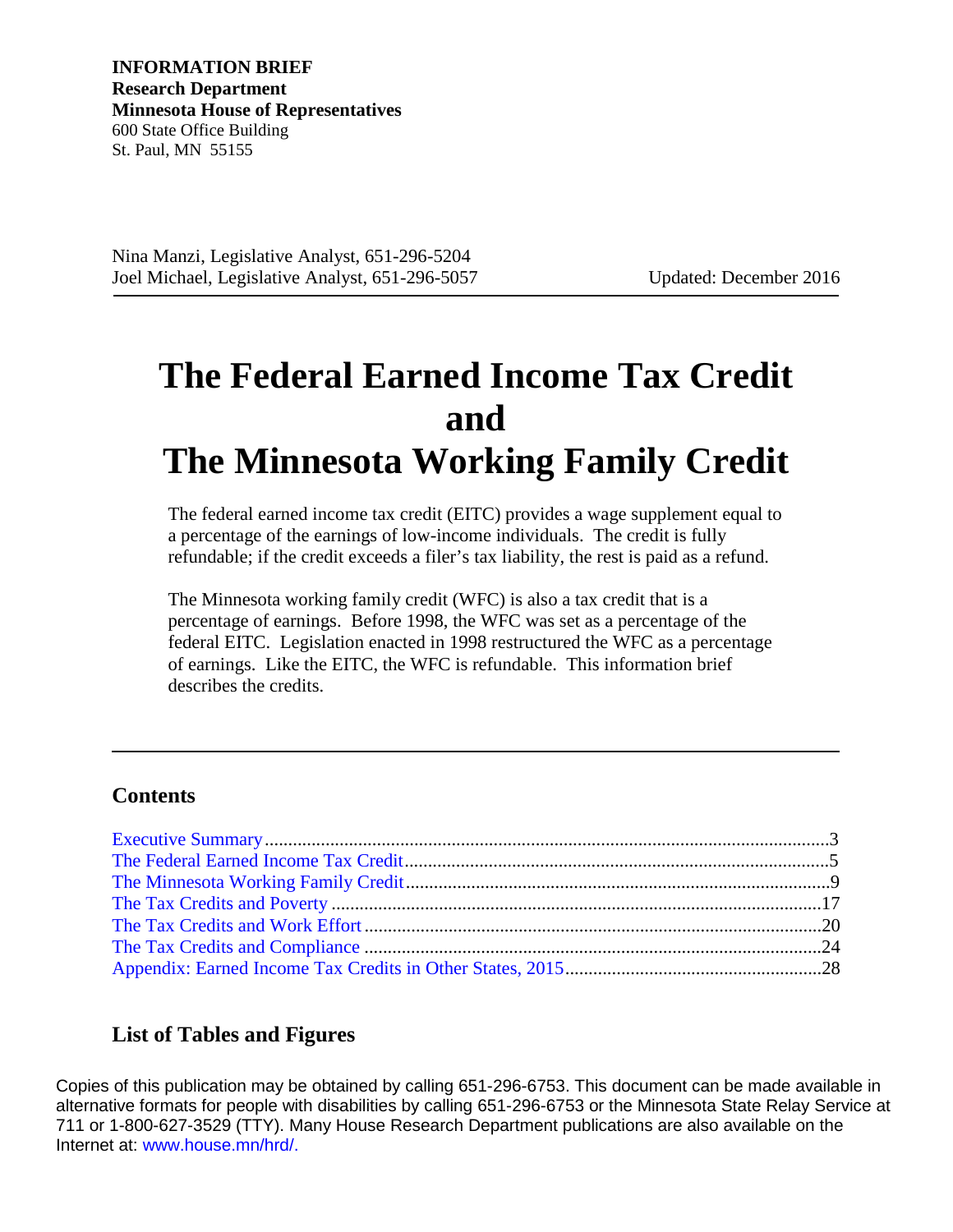**INFORMATION BRIEF**
**Research Department**
**Minnesota House of Representatives**
600 State Office Building
St. Paul, MN 55155

Nina Manzi, Legislative Analyst, 651-296-5204
Joel Michael, Legislative Analyst, 651-296-5057

Updated: December 2016

# The Federal Earned Income Tax Credit and The Minnesota Working Family Credit

The federal earned income tax credit (EITC) provides a wage supplement equal to a percentage of the earnings of low-income individuals. The credit is fully refundable; if the credit exceeds a filer's tax liability, the rest is paid as a refund.

The Minnesota working family credit (WFC) is also a tax credit that is a percentage of earnings. Before 1998, the WFC was set as a percentage of the federal EITC. Legislation enacted in 1998 restructured the WFC as a percentage of earnings. Like the EITC, the WFC is refundable. This information brief describes the credits.

## Contents

- Executive Summary ........ 3
- The Federal Earned Income Tax Credit ........ 5
- The Minnesota Working Family Credit ........ 9
- The Tax Credits and Poverty ........ 17
- The Tax Credits and Work Effort ........ 20
- The Tax Credits and Compliance ........ 24
- Appendix: Earned Income Tax Credits in Other States, 2015 ........ 28

## List of Tables and Figures

Copies of this publication may be obtained by calling 651-296-6753. This document can be made available in alternative formats for people with disabilities by calling 651-296-6753 or the Minnesota State Relay Service at 711 or 1-800-627-3529 (TTY). Many House Research Department publications are also available on the Internet at: www.house.mn/hrd/.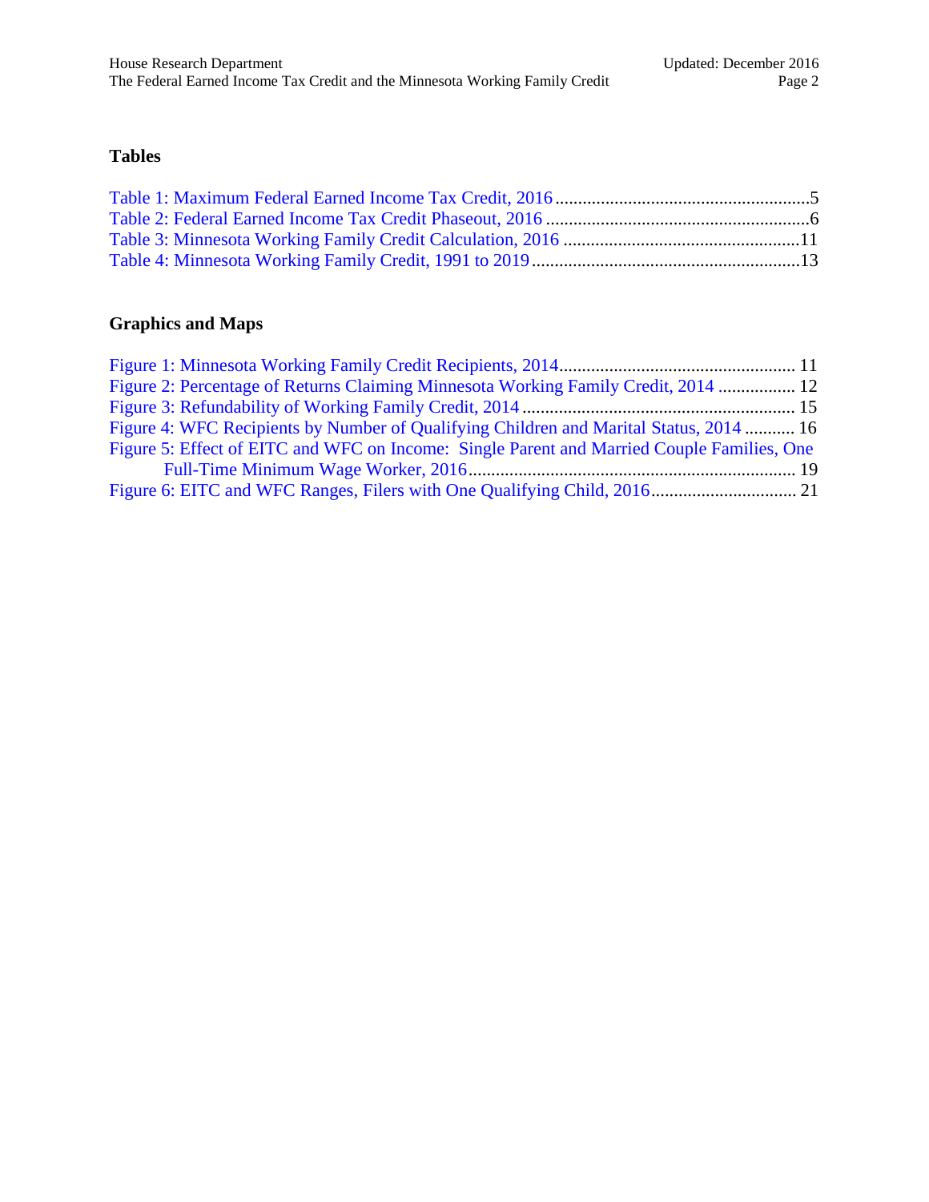## Tables

Table 1: Maximum Federal Earned Income Tax Credit, 2016 ........................................................5
Table 2: Federal Earned Income Tax Credit Phaseout, 2016 ..........................................................6
Table 3: Minnesota Working Family Credit Calculation, 2016 ....................................................11
Table 4: Minnesota Working Family Credit, 1991 to 2019 ..........................................................13

## Graphics and Maps

Figure 1: Minnesota Working Family Credit Recipients, 2014.................................................... 11
Figure 2: Percentage of Returns Claiming Minnesota Working Family Credit, 2014 ................. 12
Figure 3: Refundability of Working Family Credit, 2014 ............................................................ 15
Figure 4: WFC Recipients by Number of Qualifying Children and Marital Status, 2014 ........... 16
Figure 5: Effect of EITC and WFC on Income: Single Parent and Married Couple Families, One Full-Time Minimum Wage Worker, 2016........................................................................ 19
Figure 6: EITC and WFC Ranges, Filers with One Qualifying Child, 2016................................ 21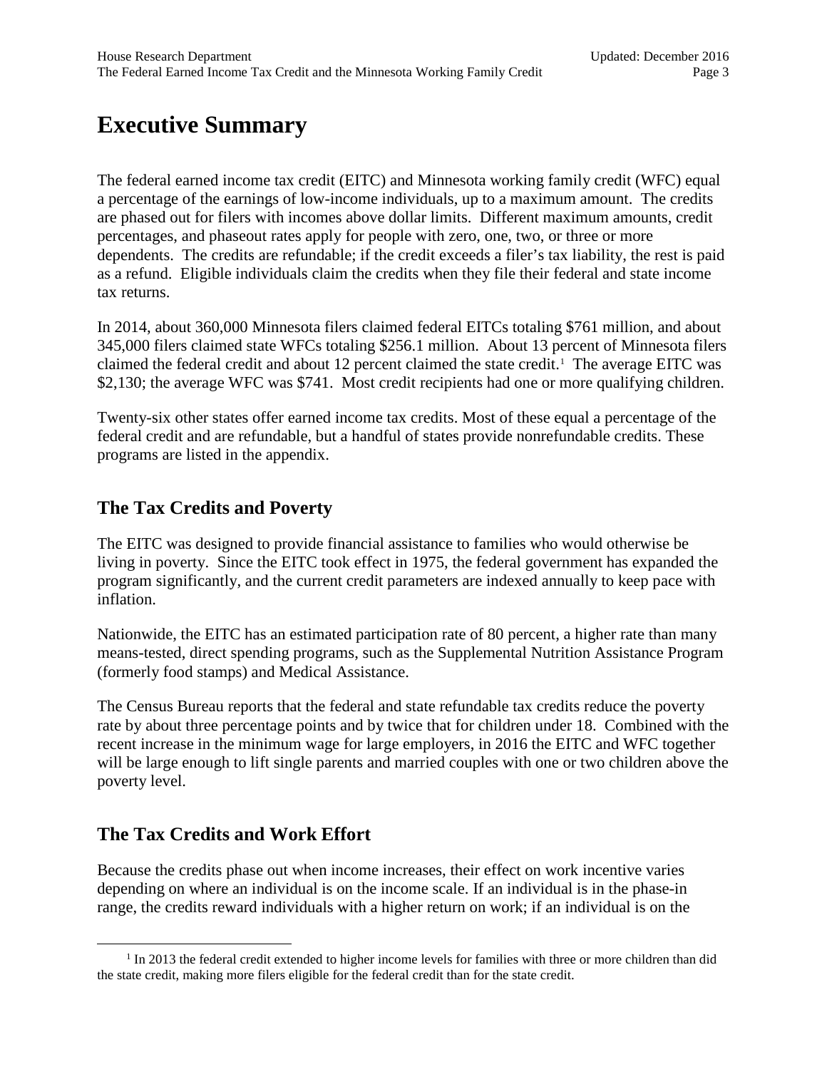# Executive Summary

The federal earned income tax credit (EITC) and Minnesota working family credit (WFC) equal a percentage of the earnings of low-income individuals, up to a maximum amount. The credits are phased out for filers with incomes above dollar limits. Different maximum amounts, credit percentages, and phaseout rates apply for people with zero, one, two, or three or more dependents. The credits are refundable; if the credit exceeds a filer's tax liability, the rest is paid as a refund. Eligible individuals claim the credits when they file their federal and state income tax returns.

In 2014, about 360,000 Minnesota filers claimed federal EITCs totaling $761 million, and about 345,000 filers claimed state WFCs totaling $256.1 million. About 13 percent of Minnesota filers claimed the federal credit and about 12 percent claimed the state credit.[1] The average EITC was $2,130; the average WFC was $741. Most credit recipients had one or more qualifying children.

Twenty-six other states offer earned income tax credits. Most of these equal a percentage of the federal credit and are refundable, but a handful of states provide nonrefundable credits. These programs are listed in the appendix.

## The Tax Credits and Poverty

The EITC was designed to provide financial assistance to families who would otherwise be living in poverty. Since the EITC took effect in 1975, the federal government has expanded the program significantly, and the current credit parameters are indexed annually to keep pace with inflation.

Nationwide, the EITC has an estimated participation rate of 80 percent, a higher rate than many means-tested, direct spending programs, such as the Supplemental Nutrition Assistance Program (formerly food stamps) and Medical Assistance.

The Census Bureau reports that the federal and state refundable tax credits reduce the poverty rate by about three percentage points and by twice that for children under 18. Combined with the recent increase in the minimum wage for large employers, in 2016 the EITC and WFC together will be large enough to lift single parents and married couples with one or two children above the poverty level.

## The Tax Credits and Work Effort

Because the credits phase out when income increases, their effect on work incentive varies depending on where an individual is on the income scale. If an individual is in the phase-in range, the credits reward individuals with a higher return on work; if an individual is on the

[1] In 2013 the federal credit extended to higher income levels for families with three or more children than did the state credit, making more filers eligible for the federal credit than for the state credit.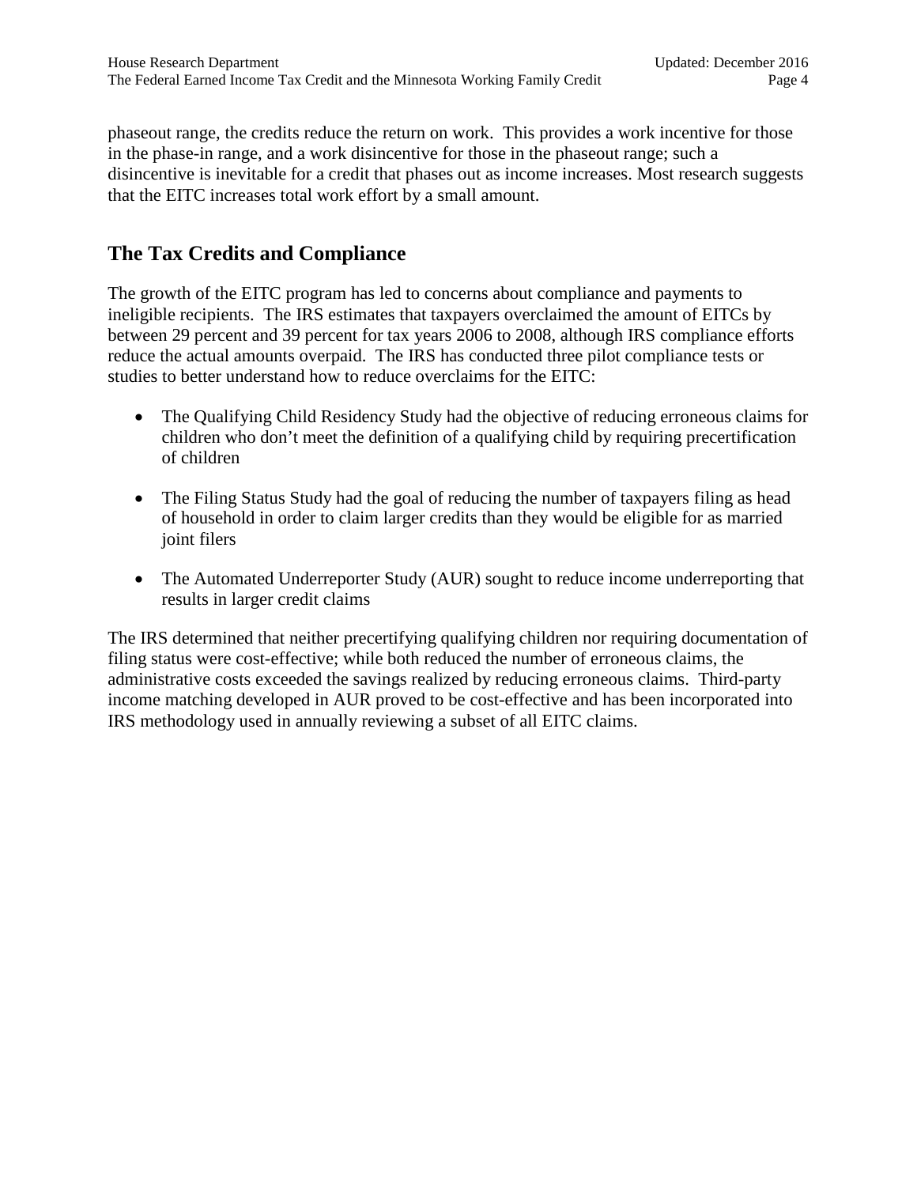phaseout range, the credits reduce the return on work. This provides a work incentive for those in the phase-in range, and a work disincentive for those in the phaseout range; such a disincentive is inevitable for a credit that phases out as income increases. Most research suggests that the EITC increases total work effort by a small amount.

## The Tax Credits and Compliance

The growth of the EITC program has led to concerns about compliance and payments to ineligible recipients. The IRS estimates that taxpayers overclaimed the amount of EITCs by between 29 percent and 39 percent for tax years 2006 to 2008, although IRS compliance efforts reduce the actual amounts overpaid. The IRS has conducted three pilot compliance tests or studies to better understand how to reduce overclaims for the EITC:

- The Qualifying Child Residency Study had the objective of reducing erroneous claims for children who don't meet the definition of a qualifying child by requiring precertification of children
- The Filing Status Study had the goal of reducing the number of taxpayers filing as head of household in order to claim larger credits than they would be eligible for as married joint filers
- The Automated Underreporter Study (AUR) sought to reduce income underreporting that results in larger credit claims

The IRS determined that neither precertifying qualifying children nor requiring documentation of filing status were cost-effective; while both reduced the number of erroneous claims, the administrative costs exceeded the savings realized by reducing erroneous claims. Third-party income matching developed in AUR proved to be cost-effective and has been incorporated into IRS methodology used in annually reviewing a subset of all EITC claims.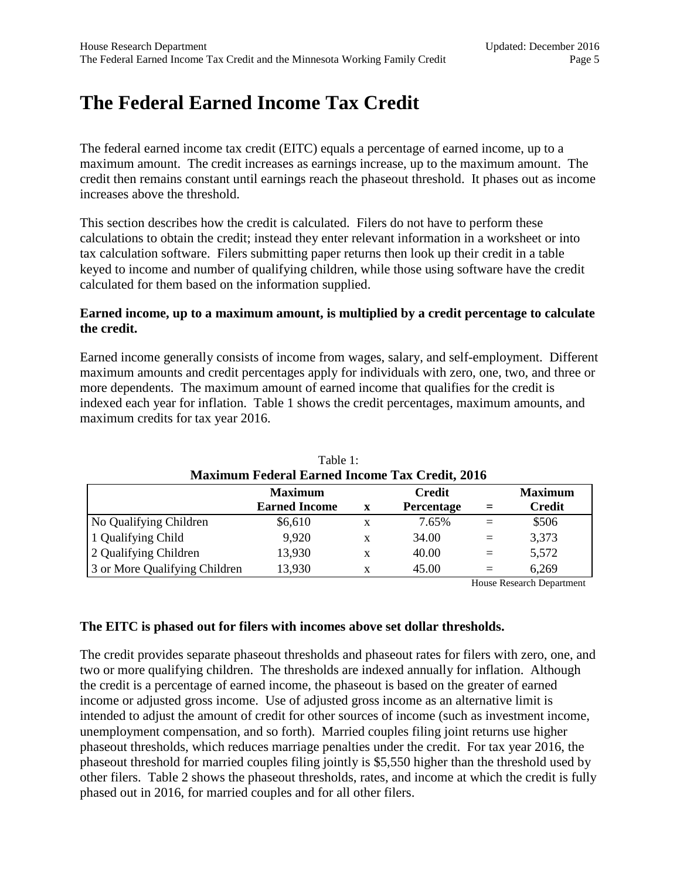# The Federal Earned Income Tax Credit

The federal earned income tax credit (EITC) equals a percentage of earned income, up to a maximum amount. The credit increases as earnings increase, up to the maximum amount. The credit then remains constant until earnings reach the phaseout threshold. It phases out as income increases above the threshold.

This section describes how the credit is calculated. Filers do not have to perform these calculations to obtain the credit; instead they enter relevant information in a worksheet or into tax calculation software. Filers submitting paper returns then look up their credit in a table keyed to income and number of qualifying children, while those using software have the credit calculated for them based on the information supplied.

**Earned income, up to a maximum amount, is multiplied by a credit percentage to calculate the credit.**

Earned income generally consists of income from wages, salary, and self-employment. Different maximum amounts and credit percentages apply for individuals with zero, one, two, and three or more dependents. The maximum amount of earned income that qualifies for the credit is indexed each year for inflation. Table 1 shows the credit percentages, maximum amounts, and maximum credits for tax year 2016.

Table 1:
**Maximum Federal Earned Income Tax Credit, 2016**

| | Maximum Earned Income | x | Credit Percentage | = | Maximum Credit |
|---|---|---|---|---|---|
| No Qualifying Children | $6,610 | x | 7.65% | = | $506 |
| 1 Qualifying Child | 9,920 | x | 34.00 | = | 3,373 |
| 2 Qualifying Children | 13,930 | x | 40.00 | = | 5,572 |
| 3 or More Qualifying Children | 13,930 | x | 45.00 | = | 6,269 |

House Research Department

**The EITC is phased out for filers with incomes above set dollar thresholds.**

The credit provides separate phaseout thresholds and phaseout rates for filers with zero, one, and two or more qualifying children. The thresholds are indexed annually for inflation. Although the credit is a percentage of earned income, the phaseout is based on the greater of earned income or adjusted gross income. Use of adjusted gross income as an alternative limit is intended to adjust the amount of credit for other sources of income (such as investment income, unemployment compensation, and so forth). Married couples filing joint returns use higher phaseout thresholds, which reduces marriage penalties under the credit. For tax year 2016, the phaseout threshold for married couples filing jointly is $5,550 higher than the threshold used by other filers. Table 2 shows the phaseout thresholds, rates, and income at which the credit is fully phased out in 2016, for married couples and for all other filers.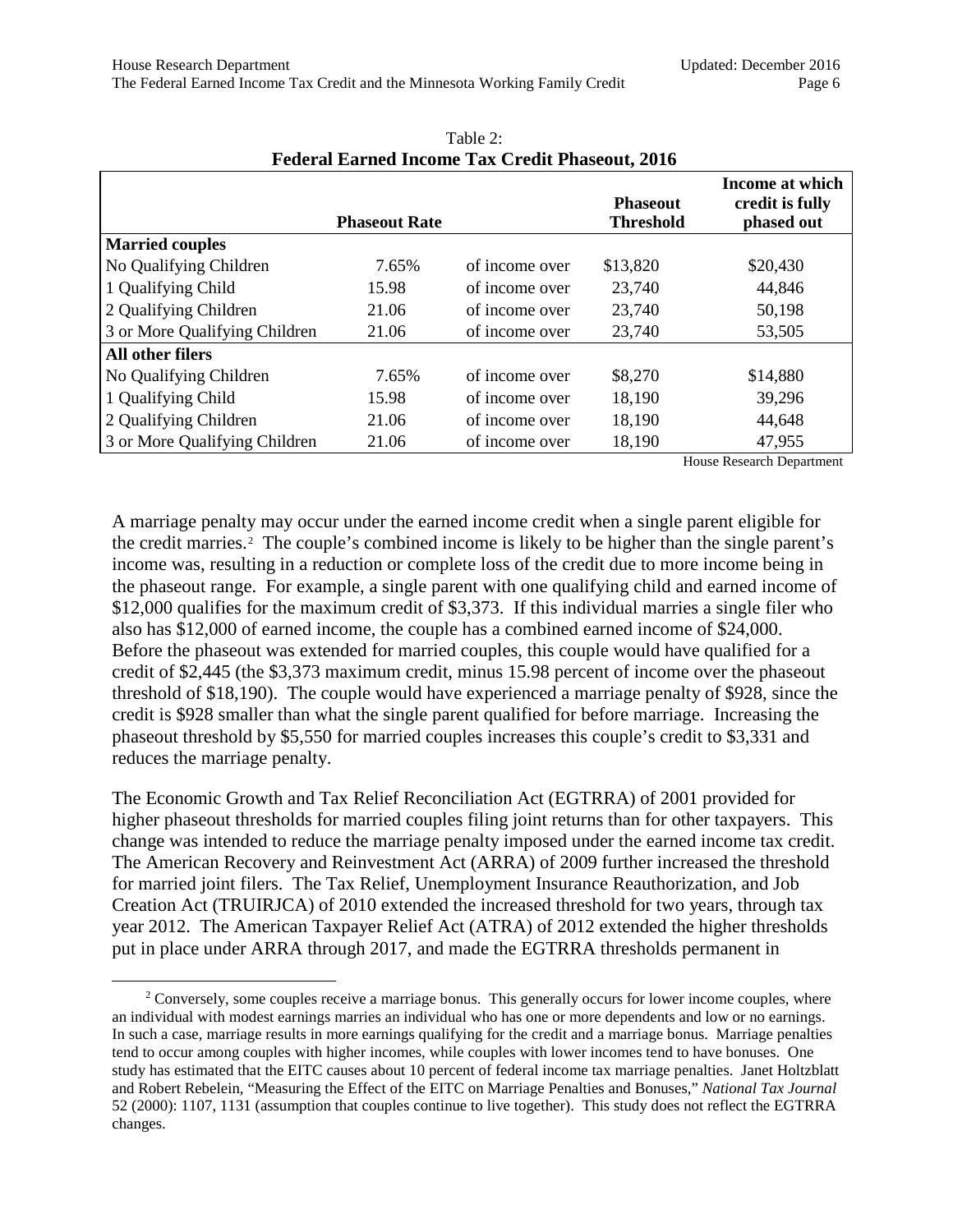Table 2:
**Federal Earned Income Tax Credit Phaseout, 2016**

| | Phaseout Rate | | Phaseout Threshold | Income at which credit is fully phased out |
|---|---|---|---|---|
| **Married couples** | | | | |
| No Qualifying Children | 7.65% | of income over | $13,820 | $20,430 |
| 1 Qualifying Child | 15.98 | of income over | 23,740 | 44,846 |
| 2 Qualifying Children | 21.06 | of income over | 23,740 | 50,198 |
| 3 or More Qualifying Children | 21.06 | of income over | 23,740 | 53,505 |
| **All other filers** | | | | |
| No Qualifying Children | 7.65% | of income over | $8,270 | $14,880 |
| 1 Qualifying Child | 15.98 | of income over | 18,190 | 39,296 |
| 2 Qualifying Children | 21.06 | of income over | 18,190 | 44,648 |
| 3 or More Qualifying Children | 21.06 | of income over | 18,190 | 47,955 |

House Research Department

A marriage penalty may occur under the earned income credit when a single parent eligible for the credit marries.[2] The couple's combined income is likely to be higher than the single parent's income was, resulting in a reduction or complete loss of the credit due to more income being in the phaseout range. For example, a single parent with one qualifying child and earned income of $12,000 qualifies for the maximum credit of $3,373. If this individual marries a single filer who also has $12,000 of earned income, the couple has a combined earned income of $24,000. Before the phaseout was extended for married couples, this couple would have qualified for a credit of $2,445 (the $3,373 maximum credit, minus 15.98 percent of income over the phaseout threshold of $18,190). The couple would have experienced a marriage penalty of $928, since the credit is $928 smaller than what the single parent qualified for before marriage. Increasing the phaseout threshold by $5,550 for married couples increases this couple's credit to $3,331 and reduces the marriage penalty.

The Economic Growth and Tax Relief Reconciliation Act (EGTRRA) of 2001 provided for higher phaseout thresholds for married couples filing joint returns than for other taxpayers. This change was intended to reduce the marriage penalty imposed under the earned income tax credit. The American Recovery and Reinvestment Act (ARRA) of 2009 further increased the threshold for married joint filers. The Tax Relief, Unemployment Insurance Reauthorization, and Job Creation Act (TRUIRJCA) of 2010 extended the increased threshold for two years, through tax year 2012. The American Taxpayer Relief Act (ATRA) of 2012 extended the higher thresholds put in place under ARRA through 2017, and made the EGTRRA thresholds permanent in

[2] Conversely, some couples receive a marriage bonus. This generally occurs for lower income couples, where an individual with modest earnings marries an individual who has one or more dependents and low or no earnings. In such a case, marriage results in more earnings qualifying for the credit and a marriage bonus. Marriage penalties tend to occur among couples with higher incomes, while couples with lower incomes tend to have bonuses. One study has estimated that the EITC causes about 10 percent of federal income tax marriage penalties. Janet Holtzblatt and Robert Rebelein, "Measuring the Effect of the EITC on Marriage Penalties and Bonuses," *National Tax Journal* 52 (2000): 1107, 1131 (assumption that couples continue to live together). This study does not reflect the EGTRRA changes.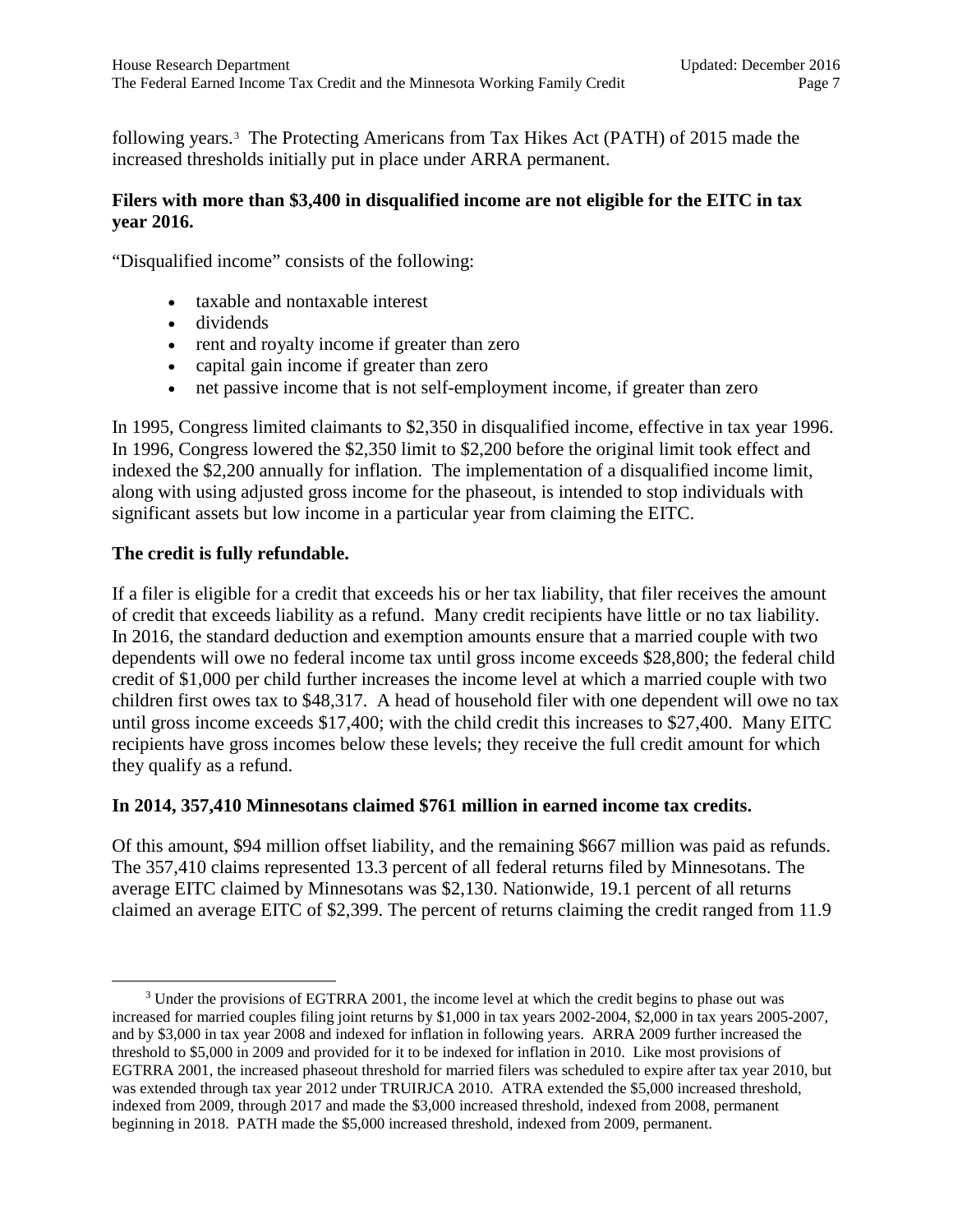following years.[3] The Protecting Americans from Tax Hikes Act (PATH) of 2015 made the increased thresholds initially put in place under ARRA permanent.

**Filers with more than $3,400 in disqualified income are not eligible for the EITC in tax year 2016.**

"Disqualified income" consists of the following:

- taxable and nontaxable interest
- dividends
- rent and royalty income if greater than zero
- capital gain income if greater than zero
- net passive income that is not self-employment income, if greater than zero

In 1995, Congress limited claimants to $2,350 in disqualified income, effective in tax year 1996. In 1996, Congress lowered the $2,350 limit to $2,200 before the original limit took effect and indexed the $2,200 annually for inflation. The implementation of a disqualified income limit, along with using adjusted gross income for the phaseout, is intended to stop individuals with significant assets but low income in a particular year from claiming the EITC.

**The credit is fully refundable.**

If a filer is eligible for a credit that exceeds his or her tax liability, that filer receives the amount of credit that exceeds liability as a refund. Many credit recipients have little or no tax liability. In 2016, the standard deduction and exemption amounts ensure that a married couple with two dependents will owe no federal income tax until gross income exceeds $28,800; the federal child credit of $1,000 per child further increases the income level at which a married couple with two children first owes tax to $48,317. A head of household filer with one dependent will owe no tax until gross income exceeds $17,400; with the child credit this increases to $27,400. Many EITC recipients have gross incomes below these levels; they receive the full credit amount for which they qualify as a refund.

**In 2014, 357,410 Minnesotans claimed $761 million in earned income tax credits.**

Of this amount, $94 million offset liability, and the remaining $667 million was paid as refunds. The 357,410 claims represented 13.3 percent of all federal returns filed by Minnesotans. The average EITC claimed by Minnesotans was $2,130. Nationwide, 19.1 percent of all returns claimed an average EITC of $2,399. The percent of returns claiming the credit ranged from 11.9

---

[3] Under the provisions of EGTRRA 2001, the income level at which the credit begins to phase out was increased for married couples filing joint returns by $1,000 in tax years 2002-2004, $2,000 in tax years 2005-2007, and by $3,000 in tax year 2008 and indexed for inflation in following years. ARRA 2009 further increased the threshold to $5,000 in 2009 and provided for it to be indexed for inflation in 2010. Like most provisions of EGTRRA 2001, the increased phaseout threshold for married filers was scheduled to expire after tax year 2010, but was extended through tax year 2012 under TRUIRJCA 2010. ATRA extended the $5,000 increased threshold, indexed from 2009, through 2017 and made the $3,000 increased threshold, indexed from 2008, permanent beginning in 2018. PATH made the $5,000 increased threshold, indexed from 2009, permanent.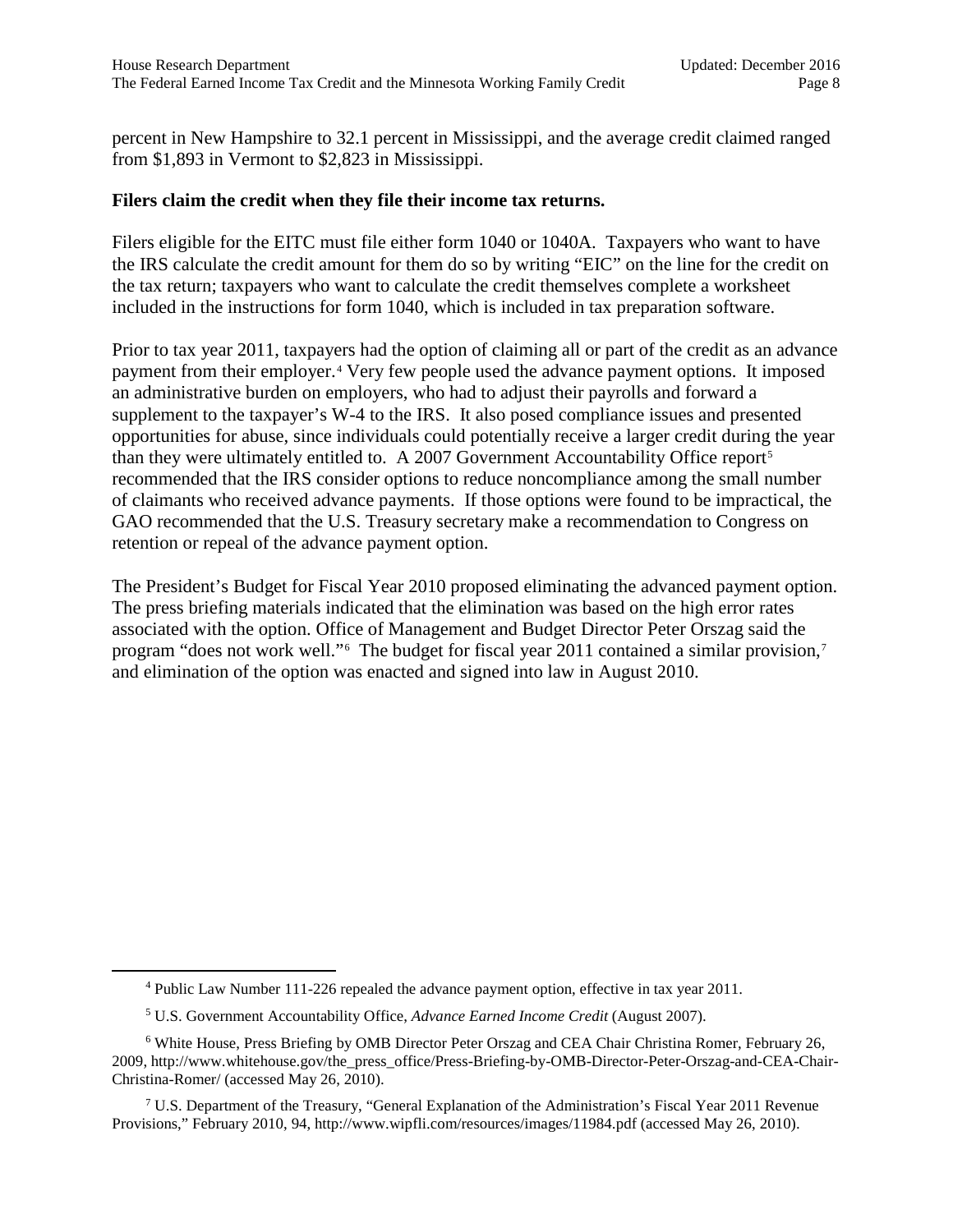percent in New Hampshire to 32.1 percent in Mississippi, and the average credit claimed ranged from $1,893 in Vermont to $2,823 in Mississippi.

**Filers claim the credit when they file their income tax returns.**

Filers eligible for the EITC must file either form 1040 or 1040A. Taxpayers who want to have the IRS calculate the credit amount for them do so by writing "EIC" on the line for the credit on the tax return; taxpayers who want to calculate the credit themselves complete a worksheet included in the instructions for form 1040, which is included in tax preparation software.

Prior to tax year 2011, taxpayers had the option of claiming all or part of the credit as an advance payment from their employer.[4] Very few people used the advance payment options. It imposed an administrative burden on employers, who had to adjust their payrolls and forward a supplement to the taxpayer's W-4 to the IRS. It also posed compliance issues and presented opportunities for abuse, since individuals could potentially receive a larger credit during the year than they were ultimately entitled to. A 2007 Government Accountability Office report[5] recommended that the IRS consider options to reduce noncompliance among the small number of claimants who received advance payments. If those options were found to be impractical, the GAO recommended that the U.S. Treasury secretary make a recommendation to Congress on retention or repeal of the advance payment option.

The President's Budget for Fiscal Year 2010 proposed eliminating the advanced payment option. The press briefing materials indicated that the elimination was based on the high error rates associated with the option. Office of Management and Budget Director Peter Orszag said the program "does not work well."[6] The budget for fiscal year 2011 contained a similar provision,[7] and elimination of the option was enacted and signed into law in August 2010.

---

[4] Public Law Number 111-226 repealed the advance payment option, effective in tax year 2011.

[5] U.S. Government Accountability Office, *Advance Earned Income Credit* (August 2007).

[6] White House, Press Briefing by OMB Director Peter Orszag and CEA Chair Christina Romer, February 26, 2009, http://www.whitehouse.gov/the_press_office/Press-Briefing-by-OMB-Director-Peter-Orszag-and-CEA-Chair-Christina-Romer/ (accessed May 26, 2010).

[7] U.S. Department of the Treasury, "General Explanation of the Administration's Fiscal Year 2011 Revenue Provisions," February 2010, 94, http://www.wipfli.com/resources/images/11984.pdf (accessed May 26, 2010).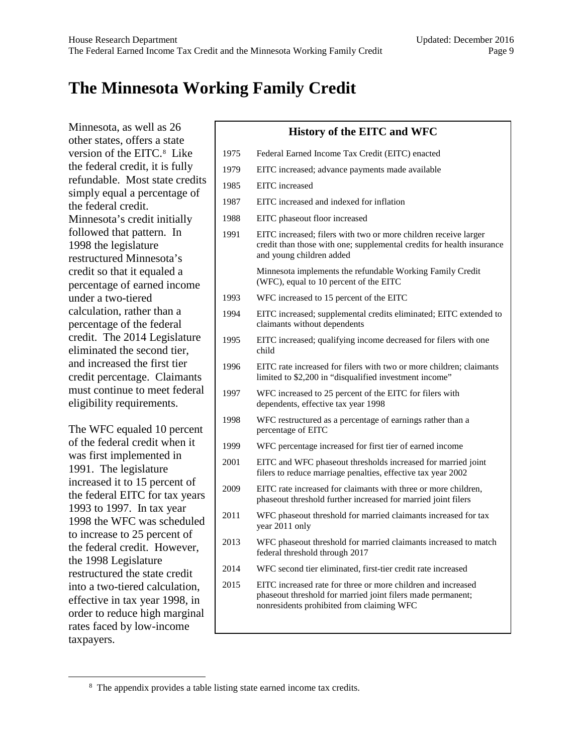# The Minnesota Working Family Credit

Minnesota, as well as 26 other states, offers a state version of the EITC.[8] Like the federal credit, it is fully refundable. Most state credits simply equal a percentage of the federal credit. Minnesota's credit initially followed that pattern. In 1998 the legislature restructured Minnesota's credit so that it equaled a percentage of earned income under a two-tiered calculation, rather than a percentage of the federal credit. The 2014 Legislature eliminated the second tier, and increased the first tier credit percentage. Claimants must continue to meet federal eligibility requirements.

The WFC equaled 10 percent of the federal credit when it was first implemented in 1991. The legislature increased it to 15 percent of the federal EITC for tax years 1993 to 1997. In tax year 1998 the WFC was scheduled to increase to 25 percent of the federal credit. However, the 1998 Legislature restructured the state credit into a two-tiered calculation, effective in tax year 1998, in order to reduce high marginal rates faced by low-income taxpayers.

**History of the EITC and WFC**

| Year | Event |
|---|---|
| 1975 | Federal Earned Income Tax Credit (EITC) enacted |
| 1979 | EITC increased; advance payments made available |
| 1985 | EITC increased |
| 1987 | EITC increased and indexed for inflation |
| 1988 | EITC phaseout floor increased |
| 1991 | EITC increased; filers with two or more children receive larger credit than those with one; supplemental credits for health insurance and young children added |
| | Minnesota implements the refundable Working Family Credit (WFC), equal to 10 percent of the EITC |
| 1993 | WFC increased to 15 percent of the EITC |
| 1994 | EITC increased; supplemental credits eliminated; EITC extended to claimants without dependents |
| 1995 | EITC increased; qualifying income decreased for filers with one child |
| 1996 | EITC rate increased for filers with two or more children; claimants limited to $2,200 in "disqualified investment income" |
| 1997 | WFC increased to 25 percent of the EITC for filers with dependents, effective tax year 1998 |
| 1998 | WFC restructured as a percentage of earnings rather than a percentage of EITC |
| 1999 | WFC percentage increased for first tier of earned income |
| 2001 | EITC and WFC phaseout thresholds increased for married joint filers to reduce marriage penalties, effective tax year 2002 |
| 2009 | EITC rate increased for claimants with three or more children, phaseout threshold further increased for married joint filers |
| 2011 | WFC phaseout threshold for married claimants increased for tax year 2011 only |
| 2013 | WFC phaseout threshold for married claimants increased to match federal threshold through 2017 |
| 2014 | WFC second tier eliminated, first-tier credit rate increased |
| 2015 | EITC increased rate for three or more children and increased phaseout threshold for married joint filers made permanent; nonresidents prohibited from claiming WFC |

[8] The appendix provides a table listing state earned income tax credits.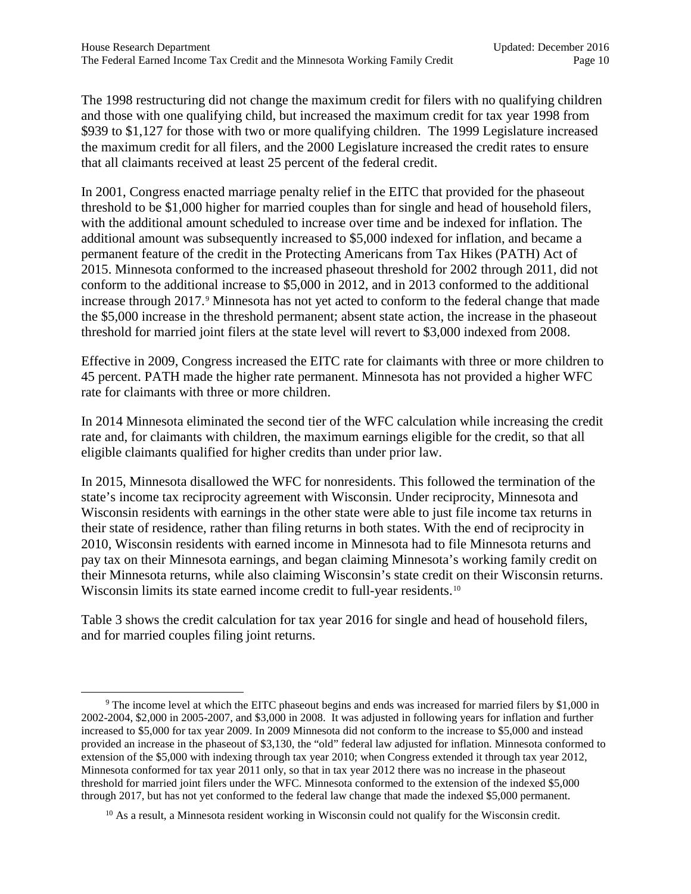The 1998 restructuring did not change the maximum credit for filers with no qualifying children and those with one qualifying child, but increased the maximum credit for tax year 1998 from $939 to $1,127 for those with two or more qualifying children. The 1999 Legislature increased the maximum credit for all filers, and the 2000 Legislature increased the credit rates to ensure that all claimants received at least 25 percent of the federal credit.

In 2001, Congress enacted marriage penalty relief in the EITC that provided for the phaseout threshold to be $1,000 higher for married couples than for single and head of household filers, with the additional amount scheduled to increase over time and be indexed for inflation. The additional amount was subsequently increased to $5,000 indexed for inflation, and became a permanent feature of the credit in the Protecting Americans from Tax Hikes (PATH) Act of 2015. Minnesota conformed to the increased phaseout threshold for 2002 through 2011, did not conform to the additional increase to $5,000 in 2012, and in 2013 conformed to the additional increase through 2017.[9] Minnesota has not yet acted to conform to the federal change that made the $5,000 increase in the threshold permanent; absent state action, the increase in the phaseout threshold for married joint filers at the state level will revert to $3,000 indexed from 2008.

Effective in 2009, Congress increased the EITC rate for claimants with three or more children to 45 percent. PATH made the higher rate permanent. Minnesota has not provided a higher WFC rate for claimants with three or more children.

In 2014 Minnesota eliminated the second tier of the WFC calculation while increasing the credit rate and, for claimants with children, the maximum earnings eligible for the credit, so that all eligible claimants qualified for higher credits than under prior law.

In 2015, Minnesota disallowed the WFC for nonresidents. This followed the termination of the state's income tax reciprocity agreement with Wisconsin. Under reciprocity, Minnesota and Wisconsin residents with earnings in the other state were able to just file income tax returns in their state of residence, rather than filing returns in both states. With the end of reciprocity in 2010, Wisconsin residents with earned income in Minnesota had to file Minnesota returns and pay tax on their Minnesota earnings, and began claiming Minnesota's working family credit on their Minnesota returns, while also claiming Wisconsin's state credit on their Wisconsin returns. Wisconsin limits its state earned income credit to full-year residents.[10]

Table 3 shows the credit calculation for tax year 2016 for single and head of household filers, and for married couples filing joint returns.

---

[9] The income level at which the EITC phaseout begins and ends was increased for married filers by $1,000 in 2002-2004, $2,000 in 2005-2007, and $3,000 in 2008. It was adjusted in following years for inflation and further increased to $5,000 for tax year 2009. In 2009 Minnesota did not conform to the increase to $5,000 and instead provided an increase in the phaseout of $3,130, the "old" federal law adjusted for inflation. Minnesota conformed to extension of the $5,000 with indexing through tax year 2010; when Congress extended it through tax year 2012, Minnesota conformed for tax year 2011 only, so that in tax year 2012 there was no increase in the phaseout threshold for married joint filers under the WFC. Minnesota conformed to the extension of the indexed $5,000 through 2017, but has not yet conformed to the federal law change that made the indexed $5,000 permanent.

[10] As a result, a Minnesota resident working in Wisconsin could not qualify for the Wisconsin credit.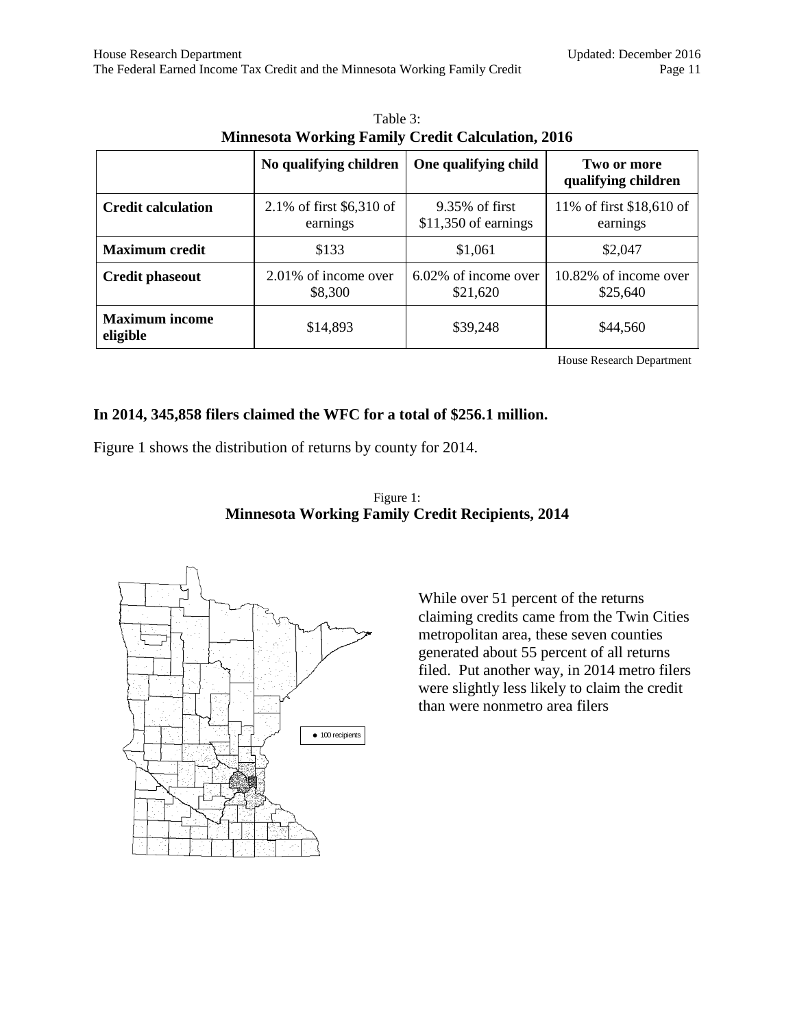Table 3:
**Minnesota Working Family Credit Calculation, 2016**

| | No qualifying children | One qualifying child | Two or more qualifying children |
|---|---|---|---|
| **Credit calculation** | 2.1% of first $6,310 of earnings | 9.35% of first $11,350 of earnings | 11% of first $18,610 of earnings |
| **Maximum credit** | $133 | $1,061 | $2,047 |
| **Credit phaseout** | 2.01% of income over $8,300 | 6.02% of income over $21,620 | 10.82% of income over $25,640 |
| **Maximum income eligible** | $14,893 | $39,248 | $44,560 |

House Research Department

**In 2014, 345,858 filers claimed the WFC for a total of $256.1 million.**

Figure 1 shows the distribution of returns by county for 2014.

Figure 1:
**Minnesota Working Family Credit Recipients, 2014**

● 100 recipients

While over 51 percent of the returns claiming credits came from the Twin Cities metropolitan area, these seven counties generated about 55 percent of all returns filed. Put another way, in 2014 metro filers were slightly less likely to claim the credit than were nonmetro area filers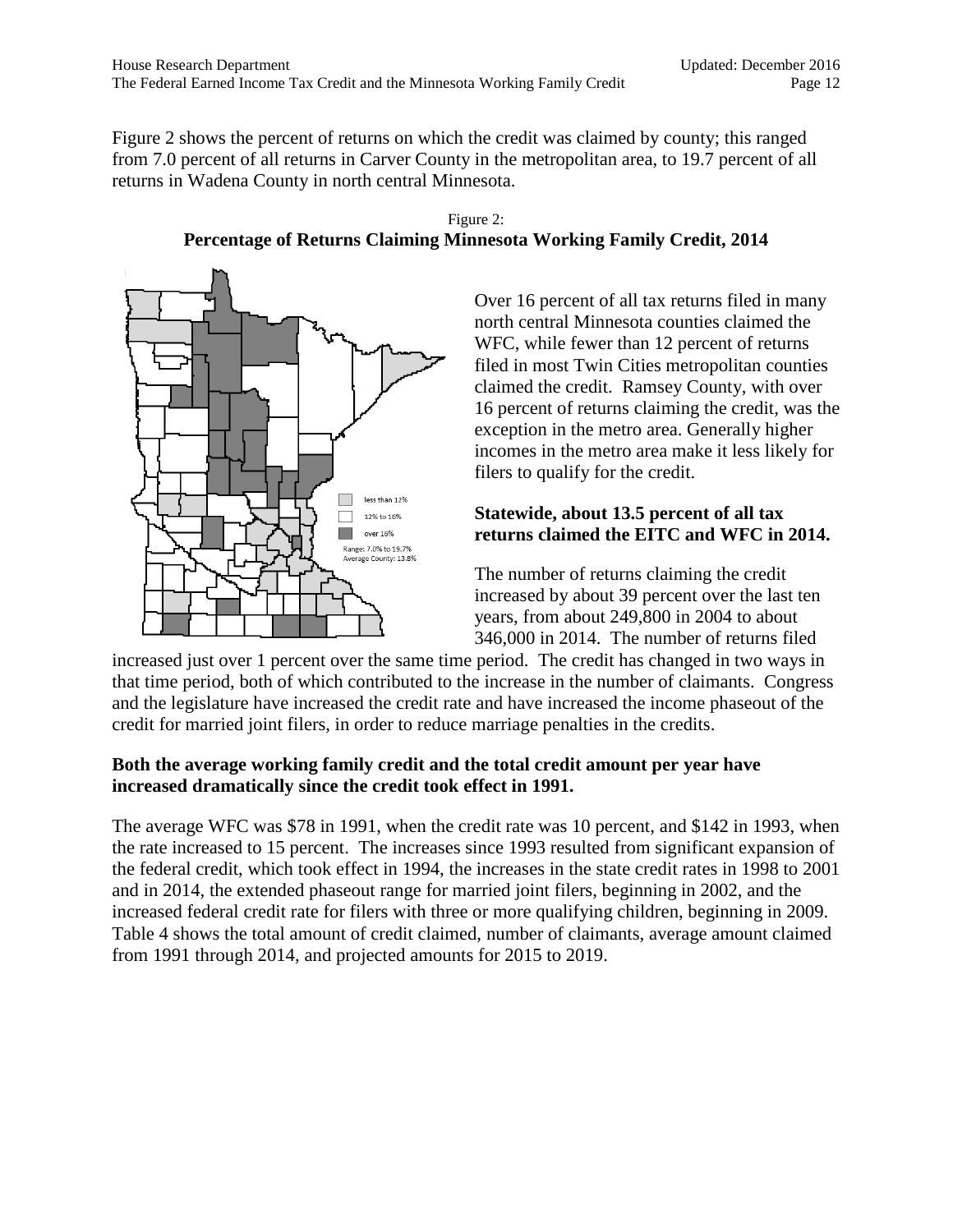Figure 2 shows the percent of returns on which the credit was claimed by county; this ranged from 7.0 percent of all returns in Carver County in the metropolitan area, to 19.7 percent of all returns in Wadena County in north central Minnesota.

Figure 2:
**Percentage of Returns Claiming Minnesota Working Family Credit, 2014**

less than 12%
12% to 16%
over 16%
Range: 7.0% to 19.7%
Average County: 13.8%

Over 16 percent of all tax returns filed in many north central Minnesota counties claimed the WFC, while fewer than 12 percent of returns filed in most Twin Cities metropolitan counties claimed the credit. Ramsey County, with over 16 percent of returns claiming the credit, was the exception in the metro area. Generally higher incomes in the metro area make it less likely for filers to qualify for the credit.

**Statewide, about 13.5 percent of all tax returns claimed the EITC and WFC in 2014.**

The number of returns claiming the credit increased by about 39 percent over the last ten years, from about 249,800 in 2004 to about 346,000 in 2014. The number of returns filed increased just over 1 percent over the same time period. The credit has changed in two ways in that time period, both of which contributed to the increase in the number of claimants. Congress and the legislature have increased the credit rate and have increased the income phaseout of the credit for married joint filers, in order to reduce marriage penalties in the credits.

**Both the average working family credit and the total credit amount per year have increased dramatically since the credit took effect in 1991.**

The average WFC was $78 in 1991, when the credit rate was 10 percent, and $142 in 1993, when the rate increased to 15 percent. The increases since 1993 resulted from significant expansion of the federal credit, which took effect in 1994, the increases in the state credit rates in 1998 to 2001 and in 2014, the extended phaseout range for married joint filers, beginning in 2002, and the increased federal credit rate for filers with three or more qualifying children, beginning in 2009. Table 4 shows the total amount of credit claimed, number of claimants, average amount claimed from 1991 through 2014, and projected amounts for 2015 to 2019.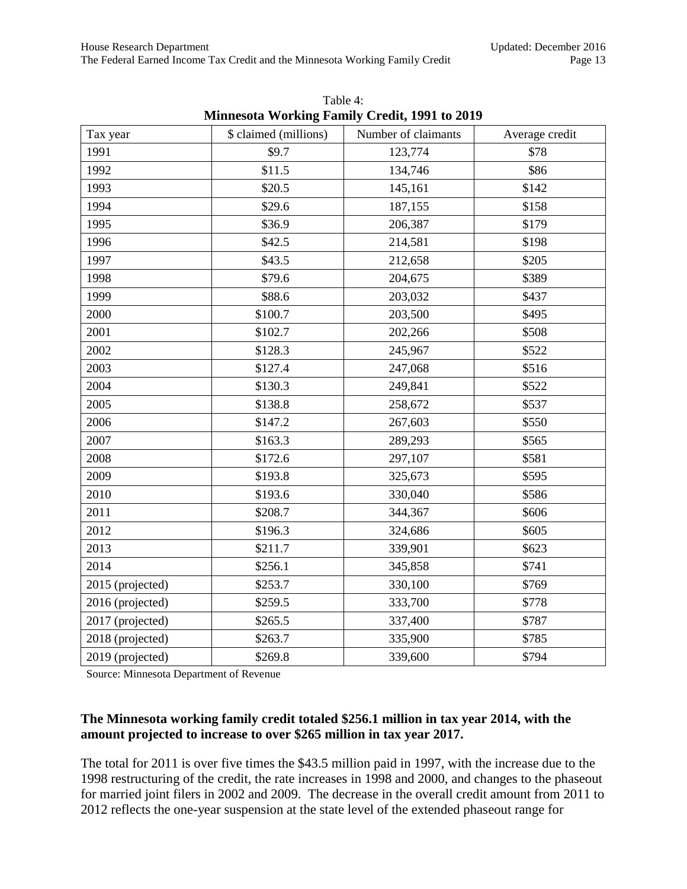Table 4:
**Minnesota Working Family Credit, 1991 to 2019**

| Tax year | $ claimed (millions) | Number of claimants | Average credit |
|---|---|---|---|
| 1991 | $9.7 | 123,774 | $78 |
| 1992 | $11.5 | 134,746 | $86 |
| 1993 | $20.5 | 145,161 | $142 |
| 1994 | $29.6 | 187,155 | $158 |
| 1995 | $36.9 | 206,387 | $179 |
| 1996 | $42.5 | 214,581 | $198 |
| 1997 | $43.5 | 212,658 | $205 |
| 1998 | $79.6 | 204,675 | $389 |
| 1999 | $88.6 | 203,032 | $437 |
| 2000 | $100.7 | 203,500 | $495 |
| 2001 | $102.7 | 202,266 | $508 |
| 2002 | $128.3 | 245,967 | $522 |
| 2003 | $127.4 | 247,068 | $516 |
| 2004 | $130.3 | 249,841 | $522 |
| 2005 | $138.8 | 258,672 | $537 |
| 2006 | $147.2 | 267,603 | $550 |
| 2007 | $163.3 | 289,293 | $565 |
| 2008 | $172.6 | 297,107 | $581 |
| 2009 | $193.8 | 325,673 | $595 |
| 2010 | $193.6 | 330,040 | $586 |
| 2011 | $208.7 | 344,367 | $606 |
| 2012 | $196.3 | 324,686 | $605 |
| 2013 | $211.7 | 339,901 | $623 |
| 2014 | $256.1 | 345,858 | $741 |
| 2015 (projected) | $253.7 | 330,100 | $769 |
| 2016 (projected) | $259.5 | 333,700 | $778 |
| 2017 (projected) | $265.5 | 337,400 | $787 |
| 2018 (projected) | $263.7 | 335,900 | $785 |
| 2019 (projected) | $269.8 | 339,600 | $794 |

Source: Minnesota Department of Revenue

**The Minnesota working family credit totaled $256.1 million in tax year 2014, with the amount projected to increase to over $265 million in tax year 2017.**

The total for 2011 is over five times the $43.5 million paid in 1997, with the increase due to the 1998 restructuring of the credit, the rate increases in 1998 and 2000, and changes to the phaseout for married joint filers in 2002 and 2009. The decrease in the overall credit amount from 2011 to 2012 reflects the one-year suspension at the state level of the extended phaseout range for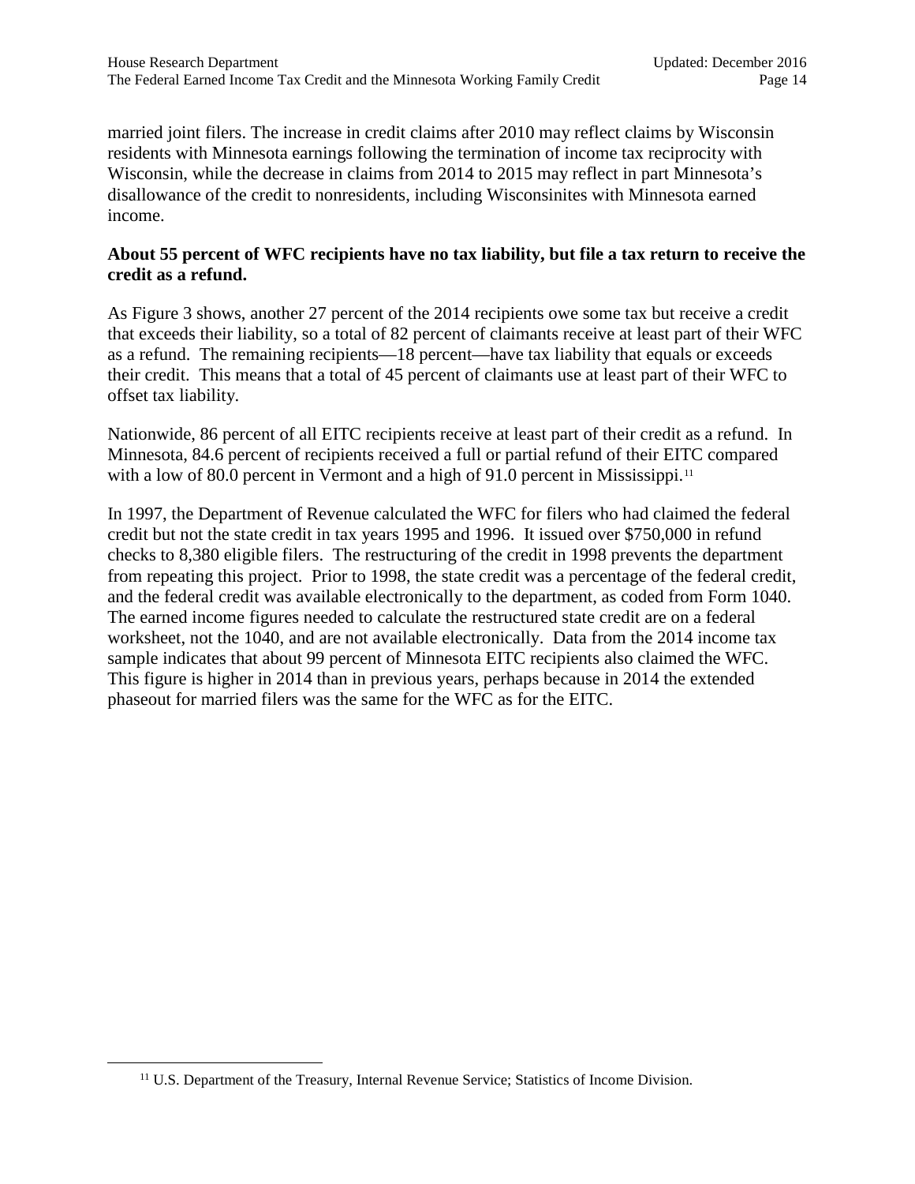married joint filers. The increase in credit claims after 2010 may reflect claims by Wisconsin residents with Minnesota earnings following the termination of income tax reciprocity with Wisconsin, while the decrease in claims from 2014 to 2015 may reflect in part Minnesota's disallowance of the credit to nonresidents, including Wisconsinites with Minnesota earned income.

**About 55 percent of WFC recipients have no tax liability, but file a tax return to receive the credit as a refund.**

As Figure 3 shows, another 27 percent of the 2014 recipients owe some tax but receive a credit that exceeds their liability, so a total of 82 percent of claimants receive at least part of their WFC as a refund. The remaining recipients—18 percent—have tax liability that equals or exceeds their credit. This means that a total of 45 percent of claimants use at least part of their WFC to offset tax liability.

Nationwide, 86 percent of all EITC recipients receive at least part of their credit as a refund. In Minnesota, 84.6 percent of recipients received a full or partial refund of their EITC compared with a low of 80.0 percent in Vermont and a high of 91.0 percent in Mississippi.[11]

In 1997, the Department of Revenue calculated the WFC for filers who had claimed the federal credit but not the state credit in tax years 1995 and 1996. It issued over $750,000 in refund checks to 8,380 eligible filers. The restructuring of the credit in 1998 prevents the department from repeating this project. Prior to 1998, the state credit was a percentage of the federal credit, and the federal credit was available electronically to the department, as coded from Form 1040. The earned income figures needed to calculate the restructured state credit are on a federal worksheet, not the 1040, and are not available electronically. Data from the 2014 income tax sample indicates that about 99 percent of Minnesota EITC recipients also claimed the WFC. This figure is higher in 2014 than in previous years, perhaps because in 2014 the extended phaseout for married filers was the same for the WFC as for the EITC.

[11] U.S. Department of the Treasury, Internal Revenue Service; Statistics of Income Division.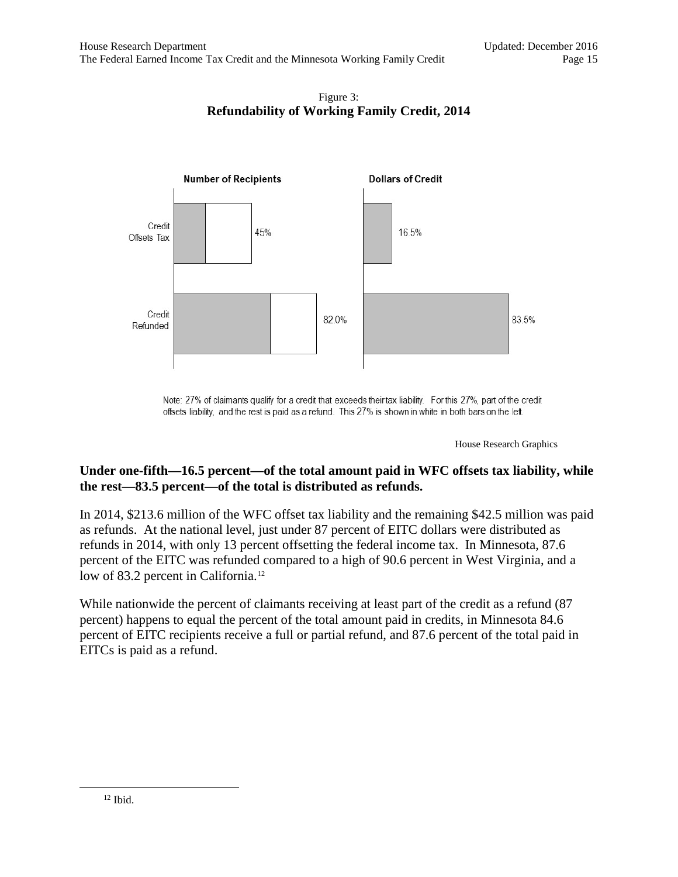Figure 3:
**Refundability of Working Family Credit, 2014**

**Number of Recipients**

| | |
|---|---|
| Credit Offsets Tax | 45% |
| Credit Refunded | 82.0% |

**Dollars of Credit**

| | |
|---|---|
| Credit Offsets Tax | 16.5% |
| Credit Refunded | 83.5% |

Note: 27% of claimants qualify for a credit that exceeds their tax liability. For this 27%, part of the credit offsets liability, and the rest is paid as a refund. This 27% is shown in white in both bars on the left.

House Research Graphics

**Under one-fifth—16.5 percent—of the total amount paid in WFC offsets tax liability, while the rest—83.5 percent—of the total is distributed as refunds.**

In 2014, $213.6 million of the WFC offset tax liability and the remaining $42.5 million was paid as refunds. At the national level, just under 87 percent of EITC dollars were distributed as refunds in 2014, with only 13 percent offsetting the federal income tax. In Minnesota, 87.6 percent of the EITC was refunded compared to a high of 90.6 percent in West Virginia, and a low of 83.2 percent in California.[12]

While nationwide the percent of claimants receiving at least part of the credit as a refund (87 percent) happens to equal the percent of the total amount paid in credits, in Minnesota 84.6 percent of EITC recipients receive a full or partial refund, and 87.6 percent of the total paid in EITCs is paid as a refund.

[12] Ibid.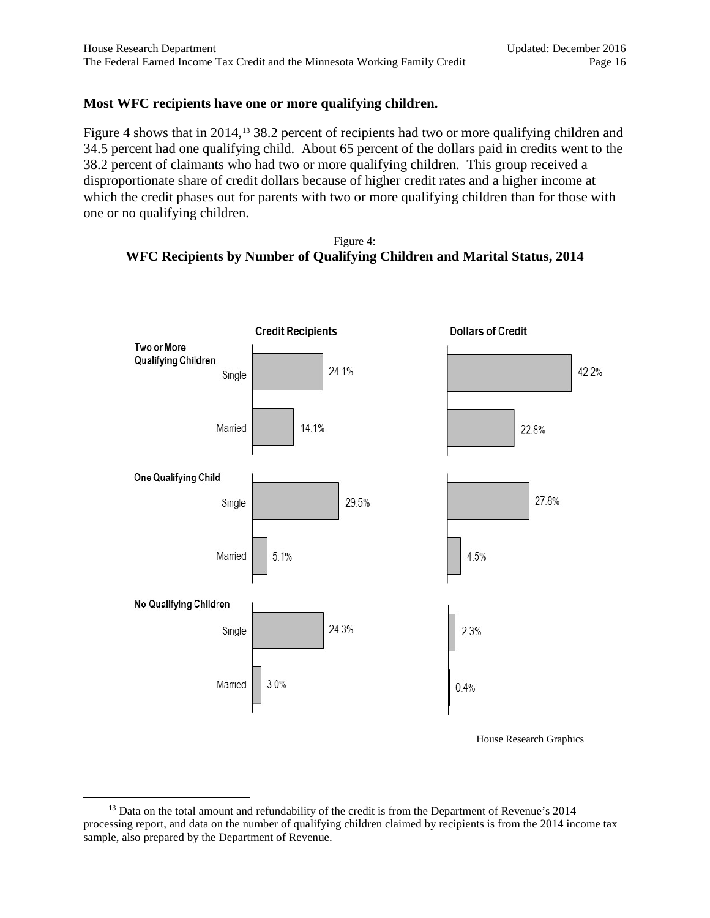**Most WFC recipients have one or more qualifying children.**

Figure 4 shows that in 2014,[13] 38.2 percent of recipients had two or more qualifying children and 34.5 percent had one qualifying child. About 65 percent of the dollars paid in credits went to the 38.2 percent of claimants who had two or more qualifying children. This group received a disproportionate share of credit dollars because of higher credit rates and a higher income at which the credit phases out for parents with two or more qualifying children than for those with one or no qualifying children.

Figure 4:
**WFC Recipients by Number of Qualifying Children and Marital Status, 2014**

| | | Credit Recipients | Dollars of Credit |
|---|---|---|---|
| Two or More Qualifying Children | Single | 24.1% | 42.2% |
| | Married | 14.1% | 22.8% |
| One Qualifying Child | Single | 29.5% | 27.8% |
| | Married | 5.1% | 4.5% |
| No Qualifying Children | Single | 24.3% | 2.3% |
| | Married | 3.0% | 0.4% |

House Research Graphics

[13] Data on the total amount and refundability of the credit is from the Department of Revenue's 2014 processing report, and data on the number of qualifying children claimed by recipients is from the 2014 income tax sample, also prepared by the Department of Revenue.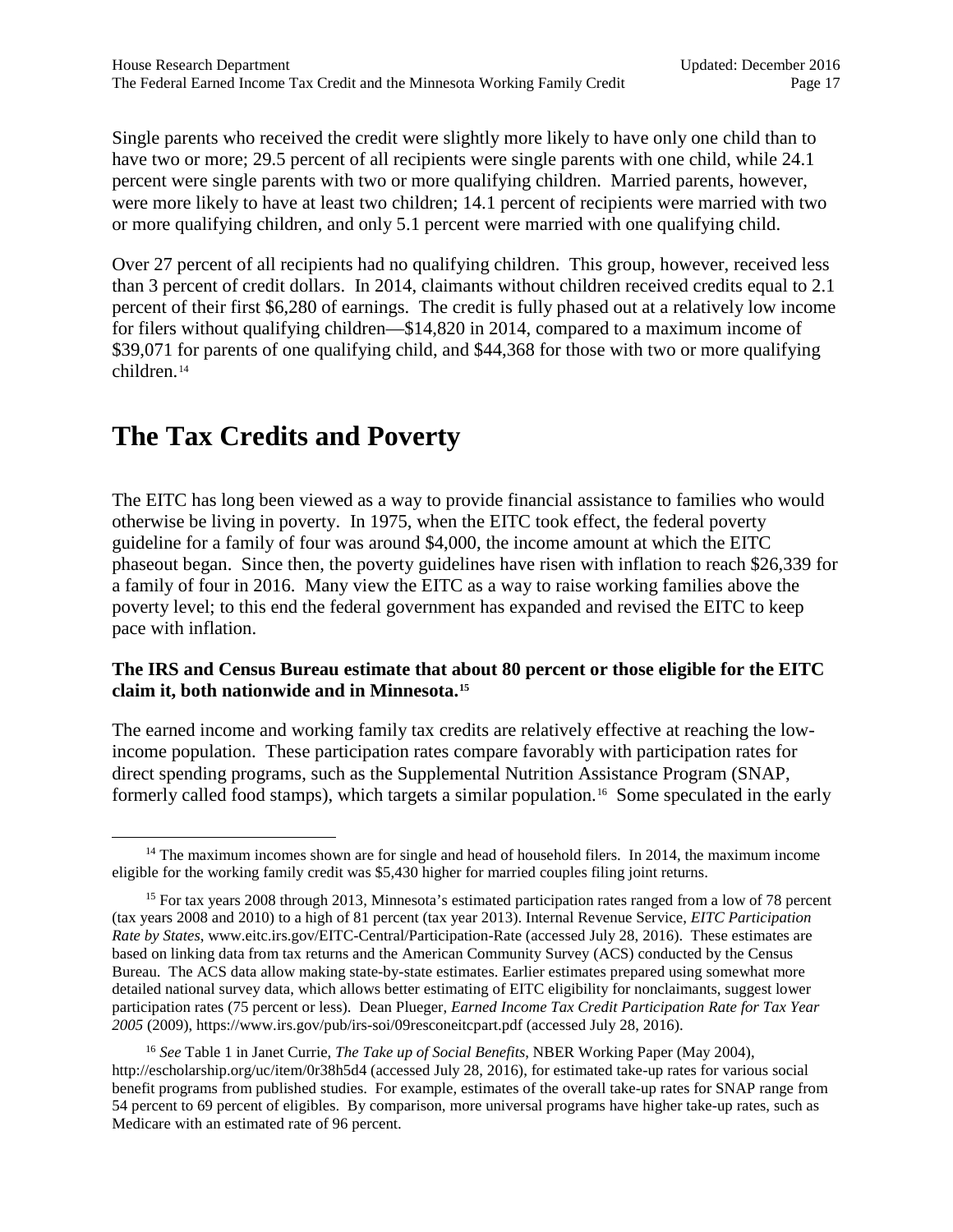Single parents who received the credit were slightly more likely to have only one child than to have two or more; 29.5 percent of all recipients were single parents with one child, while 24.1 percent were single parents with two or more qualifying children. Married parents, however, were more likely to have at least two children; 14.1 percent of recipients were married with two or more qualifying children, and only 5.1 percent were married with one qualifying child.

Over 27 percent of all recipients had no qualifying children. This group, however, received less than 3 percent of credit dollars. In 2014, claimants without children received credits equal to 2.1 percent of their first $6,280 of earnings. The credit is fully phased out at a relatively low income for filers without qualifying children—$14,820 in 2014, compared to a maximum income of $39,071 for parents of one qualifying child, and $44,368 for those with two or more qualifying children.[14]

# The Tax Credits and Poverty

The EITC has long been viewed as a way to provide financial assistance to families who would otherwise be living in poverty. In 1975, when the EITC took effect, the federal poverty guideline for a family of four was around $4,000, the income amount at which the EITC phaseout began. Since then, the poverty guidelines have risen with inflation to reach $26,339 for a family of four in 2016. Many view the EITC as a way to raise working families above the poverty level; to this end the federal government has expanded and revised the EITC to keep pace with inflation.

**The IRS and Census Bureau estimate that about 80 percent or those eligible for the EITC claim it, both nationwide and in Minnesota.[15]**

The earned income and working family tax credits are relatively effective at reaching the low-income population. These participation rates compare favorably with participation rates for direct spending programs, such as the Supplemental Nutrition Assistance Program (SNAP, formerly called food stamps), which targets a similar population.[16] Some speculated in the early

---

[14] The maximum incomes shown are for single and head of household filers. In 2014, the maximum income eligible for the working family credit was $5,430 higher for married couples filing joint returns.

[15] For tax years 2008 through 2013, Minnesota's estimated participation rates ranged from a low of 78 percent (tax years 2008 and 2010) to a high of 81 percent (tax year 2013). Internal Revenue Service, *EITC Participation Rate by States*, www.eitc.irs.gov/EITC-Central/Participation-Rate (accessed July 28, 2016). These estimates are based on linking data from tax returns and the American Community Survey (ACS) conducted by the Census Bureau. The ACS data allow making state-by-state estimates. Earlier estimates prepared using somewhat more detailed national survey data, which allows better estimating of EITC eligibility for nonclaimants, suggest lower participation rates (75 percent or less). Dean Plueger, *Earned Income Tax Credit Participation Rate for Tax Year 2005* (2009), https://www.irs.gov/pub/irs-soi/09resconeitcpart.pdf (accessed July 28, 2016).

[16] *See* Table 1 in Janet Currie, *The Take up of Social Benefits*, NBER Working Paper (May 2004), http://escholarship.org/uc/item/0r38h5d4 (accessed July 28, 2016), for estimated take-up rates for various social benefit programs from published studies. For example, estimates of the overall take-up rates for SNAP range from 54 percent to 69 percent of eligibles. By comparison, more universal programs have higher take-up rates, such as Medicare with an estimated rate of 96 percent.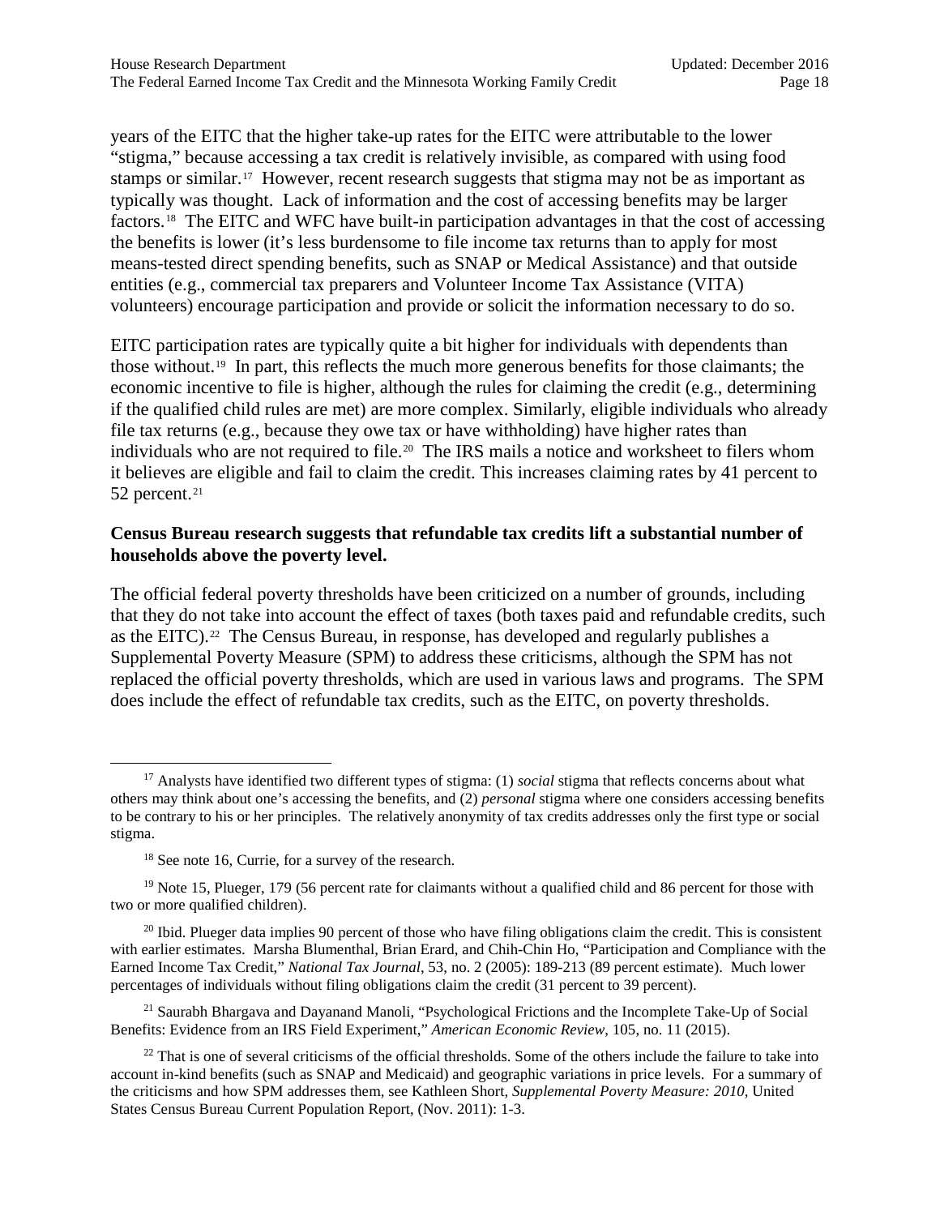years of the EITC that the higher take-up rates for the EITC were attributable to the lower "stigma," because accessing a tax credit is relatively invisible, as compared with using food stamps or similar.[17] However, recent research suggests that stigma may not be as important as typically was thought. Lack of information and the cost of accessing benefits may be larger factors.[18] The EITC and WFC have built-in participation advantages in that the cost of accessing the benefits is lower (it's less burdensome to file income tax returns than to apply for most means-tested direct spending benefits, such as SNAP or Medical Assistance) and that outside entities (e.g., commercial tax preparers and Volunteer Income Tax Assistance (VITA) volunteers) encourage participation and provide or solicit the information necessary to do so.

EITC participation rates are typically quite a bit higher for individuals with dependents than those without.[19] In part, this reflects the much more generous benefits for those claimants; the economic incentive to file is higher, although the rules for claiming the credit (e.g., determining if the qualified child rules are met) are more complex. Similarly, eligible individuals who already file tax returns (e.g., because they owe tax or have withholding) have higher rates than individuals who are not required to file.[20] The IRS mails a notice and worksheet to filers whom it believes are eligible and fail to claim the credit. This increases claiming rates by 41 percent to 52 percent.[21]

**Census Bureau research suggests that refundable tax credits lift a substantial number of households above the poverty level.**

The official federal poverty thresholds have been criticized on a number of grounds, including that they do not take into account the effect of taxes (both taxes paid and refundable credits, such as the EITC).[22] The Census Bureau, in response, has developed and regularly publishes a Supplemental Poverty Measure (SPM) to address these criticisms, although the SPM has not replaced the official poverty thresholds, which are used in various laws and programs. The SPM does include the effect of refundable tax credits, such as the EITC, on poverty thresholds.

---

[17] Analysts have identified two different types of stigma: (1) *social* stigma that reflects concerns about what others may think about one's accessing the benefits, and (2) *personal* stigma where one considers accessing benefits to be contrary to his or her principles. The relatively anonymity of tax credits addresses only the first type or social stigma.

[18] See note 16, Currie, for a survey of the research.

[19] Note 15, Plueger, 179 (56 percent rate for claimants without a qualified child and 86 percent for those with two or more qualified children).

[20] Ibid. Plueger data implies 90 percent of those who have filing obligations claim the credit. This is consistent with earlier estimates. Marsha Blumenthal, Brian Erard, and Chih-Chin Ho, "Participation and Compliance with the Earned Income Tax Credit," *National Tax Journal*, 53, no. 2 (2005): 189-213 (89 percent estimate). Much lower percentages of individuals without filing obligations claim the credit (31 percent to 39 percent).

[21] Saurabh Bhargava and Dayanand Manoli, "Psychological Frictions and the Incomplete Take-Up of Social Benefits: Evidence from an IRS Field Experiment," *American Economic Review*, 105, no. 11 (2015).

[22] That is one of several criticisms of the official thresholds. Some of the others include the failure to take into account in-kind benefits (such as SNAP and Medicaid) and geographic variations in price levels. For a summary of the criticisms and how SPM addresses them, see Kathleen Short, *Supplemental Poverty Measure: 2010*, United States Census Bureau Current Population Report, (Nov. 2011): 1-3.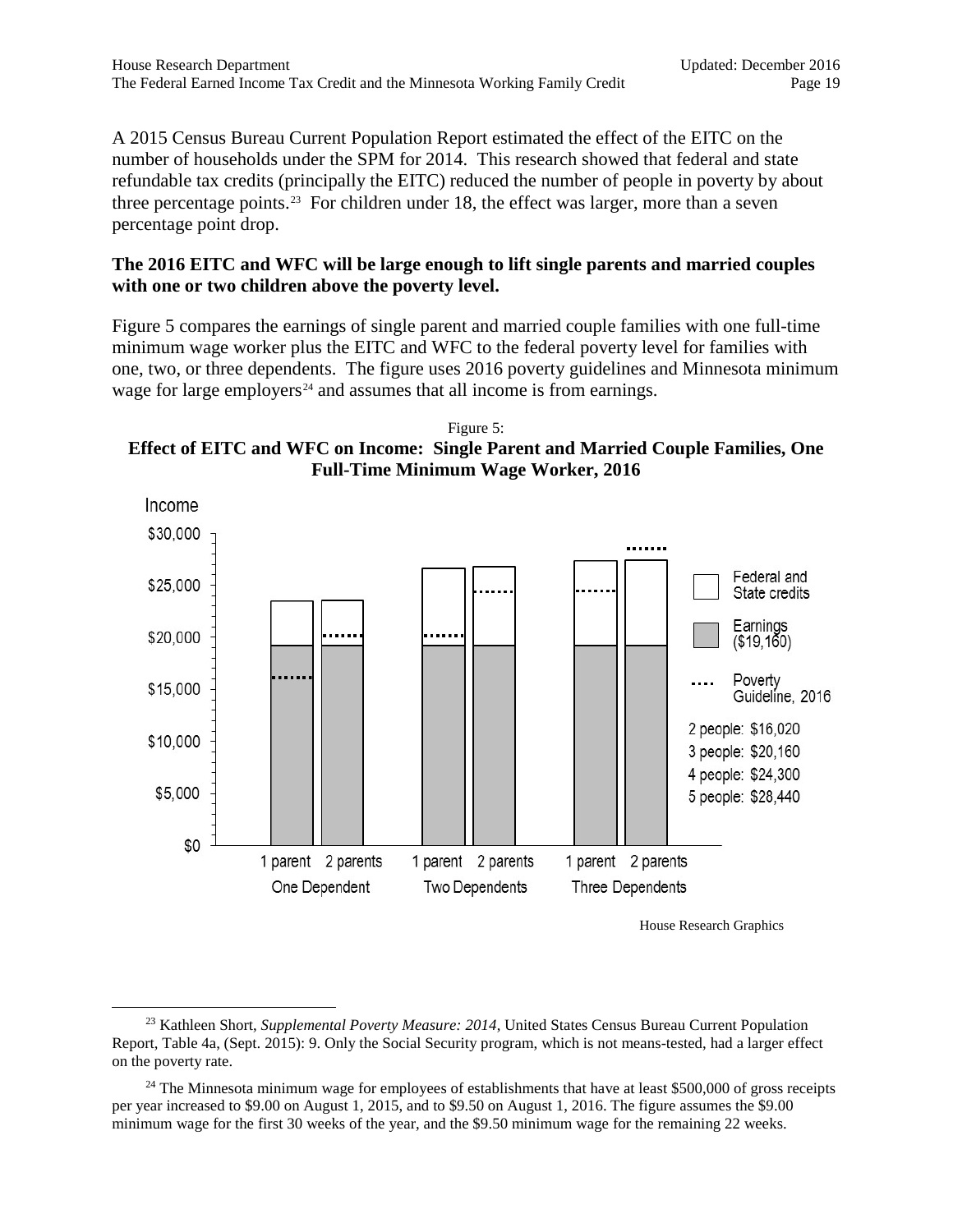A 2015 Census Bureau Current Population Report estimated the effect of the EITC on the number of households under the SPM for 2014. This research showed that federal and state refundable tax credits (principally the EITC) reduced the number of people in poverty by about three percentage points.[23] For children under 18, the effect was larger, more than a seven percentage point drop.

**The 2016 EITC and WFC will be large enough to lift single parents and married couples with one or two children above the poverty level.**

Figure 5 compares the earnings of single parent and married couple families with one full-time minimum wage worker plus the EITC and WFC to the federal poverty level for families with one, two, or three dependents. The figure uses 2016 poverty guidelines and Minnesota minimum wage for large employers[24] and assumes that all income is from earnings.

Figure 5:

**Effect of EITC and WFC on Income: Single Parent and Married Couple Families, One Full-Time Minimum Wage Worker, 2016**

Income

$30,000
$25,000
$20,000
$15,000
$10,000
$5,000
$0

1 parent | 2 parents — One Dependent
1 parent | 2 parents — Two Dependents
1 parent | 2 parents — Three Dependents

Federal and State credits

Earnings ($19,160)

Poverty Guideline, 2016

2 people: $16,020
3 people: $20,160
4 people: $24,300
5 people: $28,440

House Research Graphics

---

[23] Kathleen Short, *Supplemental Poverty Measure: 2014*, United States Census Bureau Current Population Report, Table 4a, (Sept. 2015): 9. Only the Social Security program, which is not means-tested, had a larger effect on the poverty rate.

[24] The Minnesota minimum wage for employees of establishments that have at least $500,000 of gross receipts per year increased to $9.00 on August 1, 2015, and to $9.50 on August 1, 2016. The figure assumes the $9.00 minimum wage for the first 30 weeks of the year, and the $9.50 minimum wage for the remaining 22 weeks.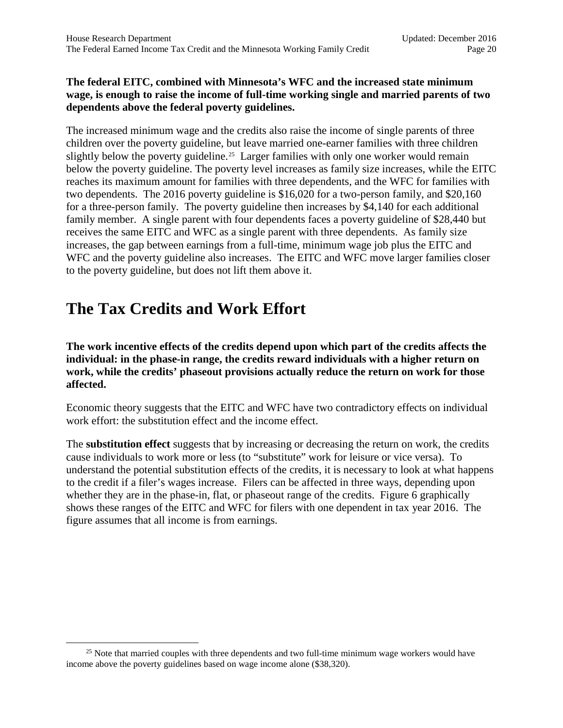**The federal EITC, combined with Minnesota's WFC and the increased state minimum wage, is enough to raise the income of full-time working single and married parents of two dependents above the federal poverty guidelines.**

The increased minimum wage and the credits also raise the income of single parents of three children over the poverty guideline, but leave married one-earner families with three children slightly below the poverty guideline.[25] Larger families with only one worker would remain below the poverty guideline. The poverty level increases as family size increases, while the EITC reaches its maximum amount for families with three dependents, and the WFC for families with two dependents. The 2016 poverty guideline is $16,020 for a two-person family, and $20,160 for a three-person family. The poverty guideline then increases by $4,140 for each additional family member. A single parent with four depends faces a poverty guideline of $28,440 but receives the same EITC and WFC as a single parent with three dependents. As family size increases, the gap between earnings from a full-time, minimum wage job plus the EITC and WFC and the poverty guideline also increases. The EITC and WFC move larger families closer to the poverty guideline, but does not lift them above it.

# The Tax Credits and Work Effort

**The work incentive effects of the credits depend upon which part of the credits affects the individual: in the phase-in range, the credits reward individuals with a higher return on work, while the credits' phaseout provisions actually reduce the return on work for those affected.**

Economic theory suggests that the EITC and WFC have two contradictory effects on individual work effort: the substitution effect and the income effect.

The **substitution effect** suggests that by increasing or decreasing the return on work, the credits cause individuals to work more or less (to "substitute" work for leisure or vice versa). To understand the potential substitution effects of the credits, it is necessary to look at what happens to the credit if a filer's wages increase. Filers can be affected in three ways, depending upon whether they are in the phase-in, flat, or phaseout range of the credits. Figure 6 graphically shows these ranges of the EITC and WFC for filers with one dependent in tax year 2016. The figure assumes that all income is from earnings.

[25] Note that married couples with three dependents and two full-time minimum wage workers would have income above the poverty guidelines based on wage income alone ($38,320).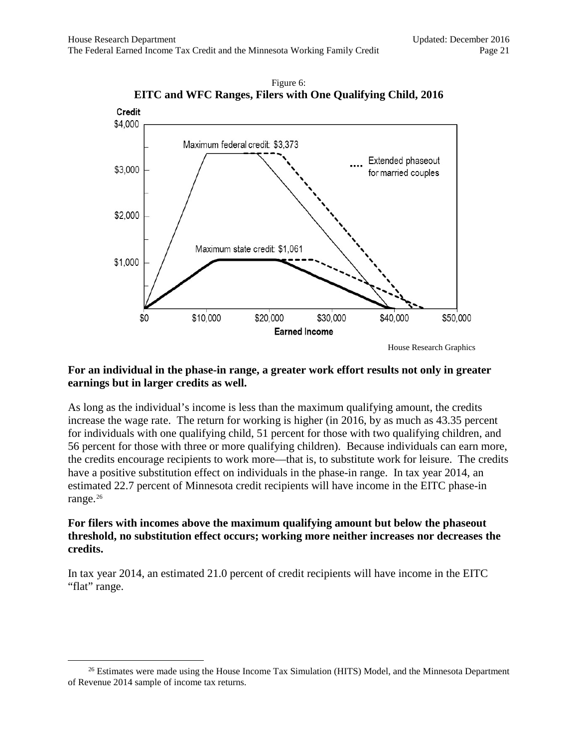Figure 6:
**EITC and WFC Ranges, Filers with One Qualifying Child, 2016**

House Research Graphics

**For an individual in the phase-in range, a greater work effort results not only in greater earnings but in larger credits as well.**

As long as the individual's income is less than the maximum qualifying amount, the credits increase the wage rate. The return for working is higher (in 2016, by as much as 43.35 percent for individuals with one qualifying child, 51 percent for those with two qualifying children, and 56 percent for those with three or more qualifying children). Because individuals can earn more, the credits encourage recipients to work more—that is, to substitute work for leisure. The credits have a positive substitution effect on individuals in the phase-in range. In tax year 2014, an estimated 22.7 percent of Minnesota credit recipients will have income in the EITC phase-in range.[26]

**For filers with incomes above the maximum qualifying amount but below the phaseout threshold, no substitution effect occurs; working more neither increases nor decreases the credits.**

In tax year 2014, an estimated 21.0 percent of credit recipients will have income in the EITC "flat" range.

[26] Estimates were made using the House Income Tax Simulation (HITS) Model, and the Minnesota Department of Revenue 2014 sample of income tax returns.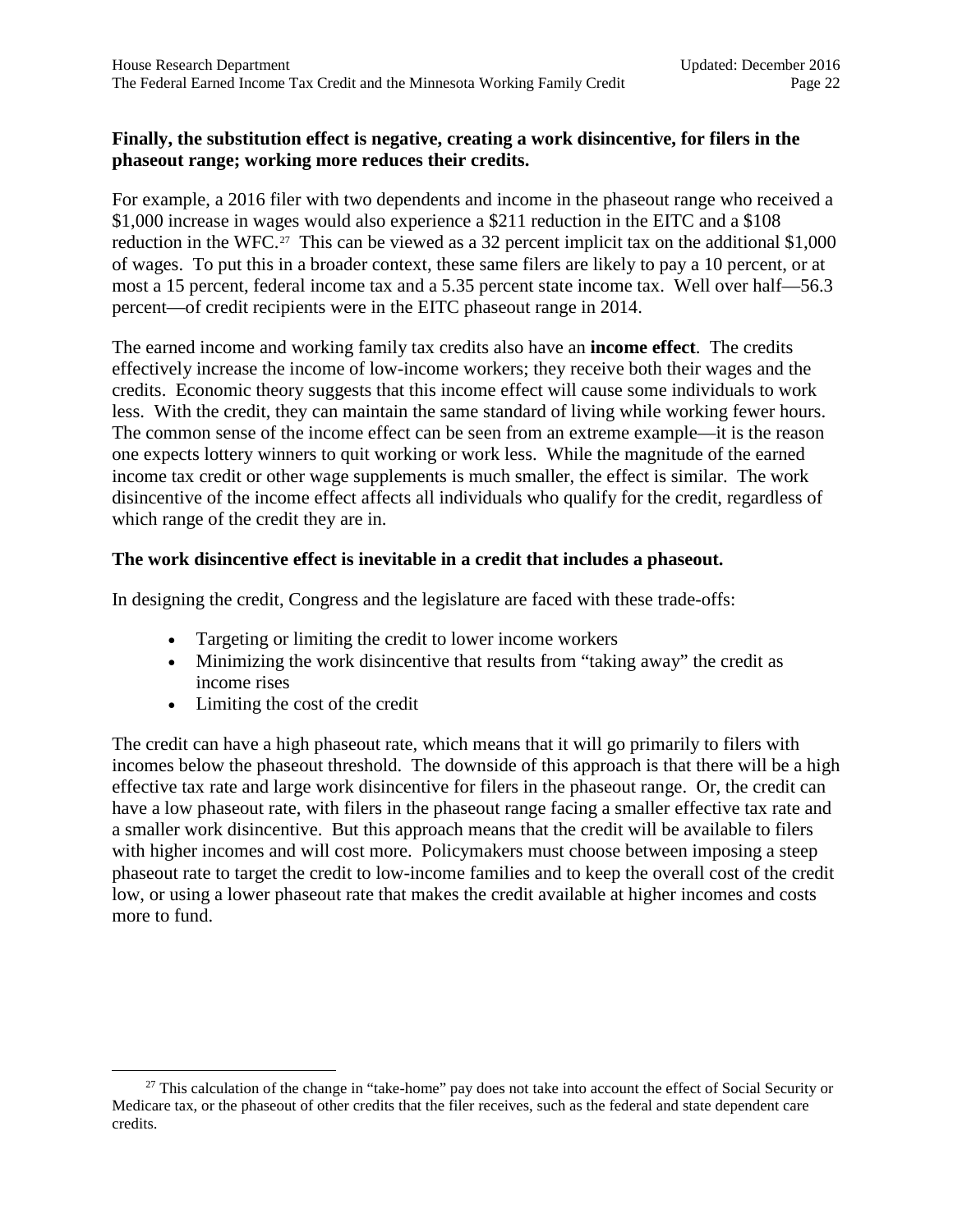**Finally, the substitution effect is negative, creating a work disincentive, for filers in the phaseout range; working more reduces their credits.**

For example, a 2016 filer with two dependents and income in the phaseout range who received a $1,000 increase in wages would also experience a $211 reduction in the EITC and a $108 reduction in the WFC.[27] This can be viewed as a 32 percent implicit tax on the additional $1,000 of wages. To put this in a broader context, these same filers are likely to pay a 10 percent, or at most a 15 percent, federal income tax and a 5.35 percent state income tax. Well over half—56.3 percent—of credit recipients were in the EITC phaseout range in 2014.

The earned income and working family tax credits also have an **income effect**. The credits effectively increase the income of low-income workers; they receive both their wages and the credits. Economic theory suggests that this income effect will cause some individuals to work less. With the credit, they can maintain the same standard of living while working fewer hours. The common sense of the income effect can be seen from an extreme example—it is the reason one expects lottery winners to quit working or work less. While the magnitude of the earned income tax credit or other wage supplements is much smaller, the effect is similar. The work disincentive of the income effect affects all individuals who qualify for the credit, regardless of which range of the credit they are in.

**The work disincentive effect is inevitable in a credit that includes a phaseout.**

In designing the credit, Congress and the legislature are faced with these trade-offs:

- Targeting or limiting the credit to lower income workers
- Minimizing the work disincentive that results from "taking away" the credit as income rises
- Limiting the cost of the credit

The credit can have a high phaseout rate, which means that it will go primarily to filers with incomes below the phaseout threshold. The downside of this approach is that there will be a high effective tax rate and large work disincentive for filers in the phaseout range. Or, the credit can have a low phaseout rate, with filers in the phaseout range facing a smaller effective tax rate and a smaller work disincentive. But this approach means that the credit will be available to filers with higher incomes and will cost more. Policymakers must choose between imposing a steep phaseout rate to target the credit to low-income families and to keep the overall cost of the credit low, or using a lower phaseout rate that makes the credit available at higher incomes and costs more to fund.

---

[27] This calculation of the change in "take-home" pay does not take into account the effect of Social Security or Medicare tax, or the phaseout of other credits that the filer receives, such as the federal and state dependent care credits.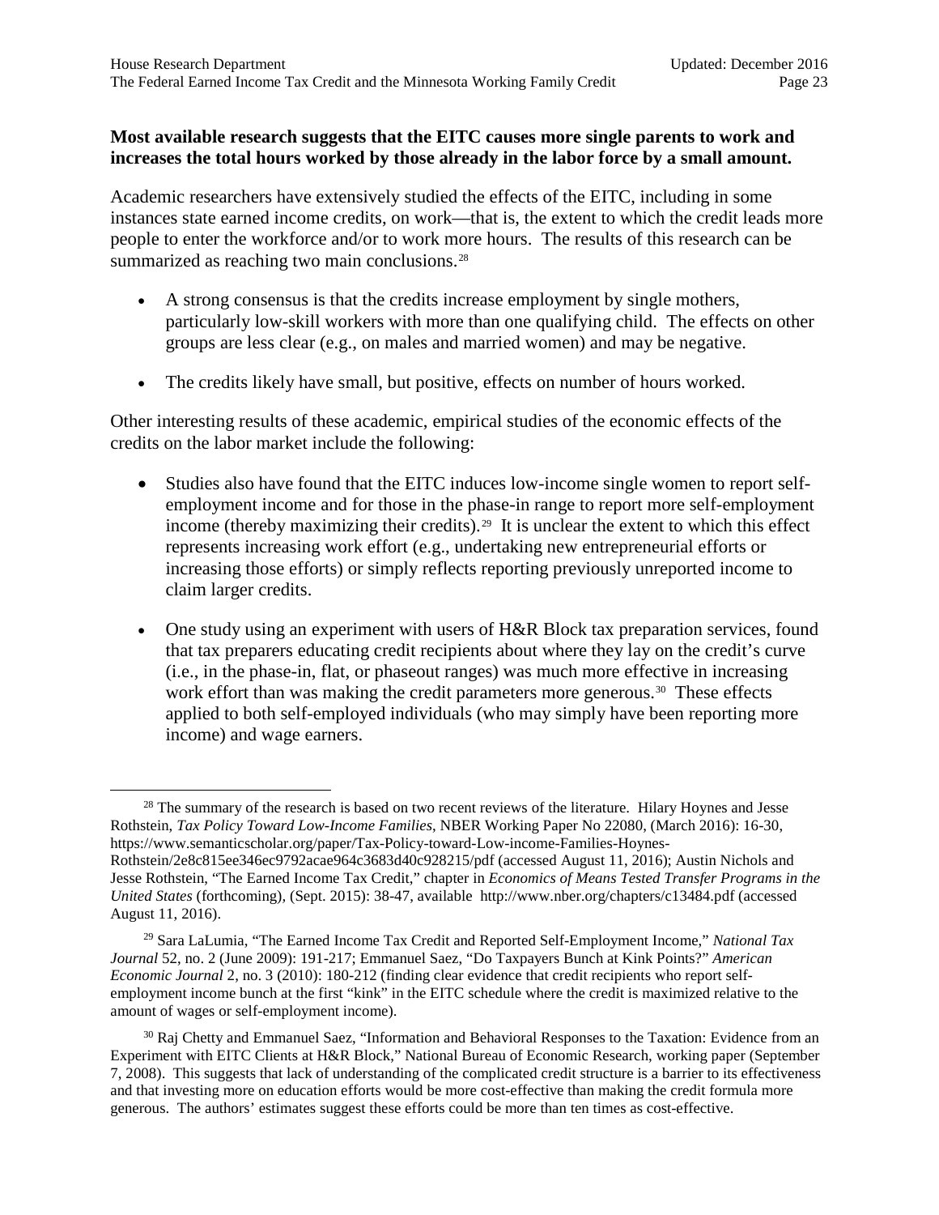**Most available research suggests that the EITC causes more single parents to work and increases the total hours worked by those already in the labor force by a small amount.**

Academic researchers have extensively studied the effects of the EITC, including in some instances state earned income credits, on work—that is, the extent to which the credit leads more people to enter the workforce and/or to work more hours. The results of this research can be summarized as reaching two main conclusions.[28]

- A strong consensus is that the credits increase employment by single mothers, particularly low-skill workers with more than one qualifying child. The effects on other groups are less clear (e.g., on males and married women) and may be negative.
- The credits likely have small, but positive, effects on number of hours worked.

Other interesting results of these academic, empirical studies of the economic effects of the credits on the labor market include the following:

- Studies also have found that the EITC induces low-income single women to report self-employment income and for those in the phase-in range to report more self-employment income (thereby maximizing their credits).[29] It is unclear the extent to which this effect represents increasing work effort (e.g., undertaking new entrepreneurial efforts or increasing those efforts) or simply reflects reporting previously unreported income to claim larger credits.
- One study using an experiment with users of H&R Block tax preparation services, found that tax preparers educating credit recipients about where they lay on the credit's curve (i.e., in the phase-in, flat, or phaseout ranges) was much more effective in increasing work effort than was making the credit parameters more generous.[30] These effects applied to both self-employed individuals (who may simply have been reporting more income) and wage earners.

---

[28] The summary of the research is based on two recent reviews of the literature. Hilary Hoynes and Jesse Rothstein, *Tax Policy Toward Low-Income Families*, NBER Working Paper No 22080, (March 2016): 16-30, https://www.semanticscholar.org/paper/Tax-Policy-toward-Low-income-Families-Hoynes-Rothstein/2e8c815ee346ec9792acae964c3683d40c928215/pdf (accessed August 11, 2016); Austin Nichols and Jesse Rothstein, "The Earned Income Tax Credit," chapter in *Economics of Means Tested Transfer Programs in the United States* (forthcoming), (Sept. 2015): 38-47, available http://www.nber.org/chapters/c13484.pdf (accessed August 11, 2016).

[29] Sara LaLumia, "The Earned Income Tax Credit and Reported Self-Employment Income," *National Tax Journal* 52, no. 2 (June 2009): 191-217; Emmanuel Saez, "Do Taxpayers Bunch at Kink Points?" *American Economic Journal* 2, no. 3 (2010): 180-212 (finding clear evidence that credit recipients who report self-employment income bunch at the first "kink" in the EITC schedule where the credit is maximized relative to the amount of wages or self-employment income).

[30] Raj Chetty and Emmanuel Saez, "Information and Behavioral Responses to the Taxation: Evidence from an Experiment with EITC Clients at H&R Block," National Bureau of Economic Research, working paper (September 7, 2008). This suggests that lack of understanding of the complicated credit structure is a barrier to its effectiveness and that investing more on education efforts would be more cost-effective than making the credit formula more generous. The authors' estimates suggest these efforts could be more than ten times as cost-effective.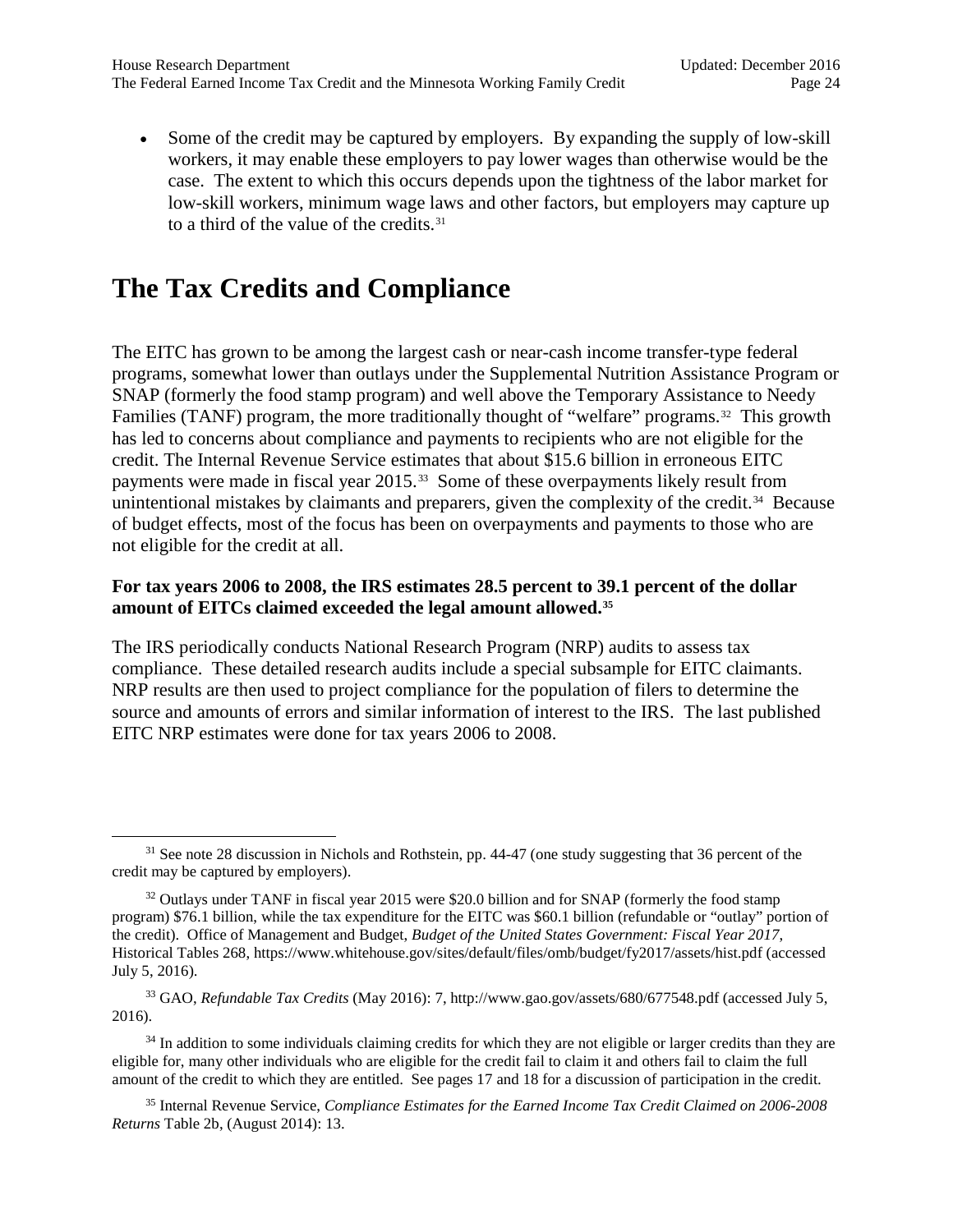- Some of the credit may be captured by employers. By expanding the supply of low-skill workers, it may enable these employers to pay lower wages than otherwise would be the case. The extent to which this occurs depends upon the tightness of the labor market for low-skill workers, minimum wage laws and other factors, but employers may capture up to a third of the value of the credits.[31]

# The Tax Credits and Compliance

The EITC has grown to be among the largest cash or near-cash income transfer-type federal programs, somewhat lower than outlays under the Supplemental Nutrition Assistance Program or SNAP (formerly the food stamp program) and well above the Temporary Assistance to Needy Families (TANF) program, the more traditionally thought of "welfare" programs.[32] This growth has led to concerns about compliance and payments to recipients who are not eligible for the credit. The Internal Revenue Service estimates that about $15.6 billion in erroneous EITC payments were made in fiscal year 2015.[33] Some of these overpayments likely result from unintentional mistakes by claimants and preparers, given the complexity of the credit.[34] Because of budget effects, most of the focus has been on overpayments and payments to those who are not eligible for the credit at all.

**For tax years 2006 to 2008, the IRS estimates 28.5 percent to 39.1 percent of the dollar amount of EITCs claimed exceeded the legal amount allowed.[35]**

The IRS periodically conducts National Research Program (NRP) audits to assess tax compliance. These detailed research audits include a special subsample for EITC claimants. NRP results are then used to project compliance for the population of filers to determine the source and amounts of errors and similar information of interest to the IRS. The last published EITC NRP estimates were done for tax years 2006 to 2008.

---

[31] See note 28 discussion in Nichols and Rothstein, pp. 44-47 (one study suggesting that 36 percent of the credit may be captured by employers).

[32] Outlays under TANF in fiscal year 2015 were $20.0 billion and for SNAP (formerly the food stamp program) $76.1 billion, while the tax expenditure for the EITC was $60.1 billion (refundable or "outlay" portion of the credit). Office of Management and Budget, *Budget of the United States Government: Fiscal Year 2017*, Historical Tables 268, https://www.whitehouse.gov/sites/default/files/omb/budget/fy2017/assets/hist.pdf (accessed July 5, 2016).

[33] GAO, *Refundable Tax Credits* (May 2016): 7, http://www.gao.gov/assets/680/677548.pdf (accessed July 5, 2016).

[34] In addition to some individuals claiming credits for which they are not eligible or larger credits than they are eligible for, many other individuals who are eligible for the credit fail to claim it and others fail to claim the full amount of the credit to which they are entitled. See pages 17 and 18 for a discussion of participation in the credit.

[35] Internal Revenue Service, *Compliance Estimates for the Earned Income Tax Credit Claimed on 2006-2008 Returns* Table 2b, (August 2014): 13.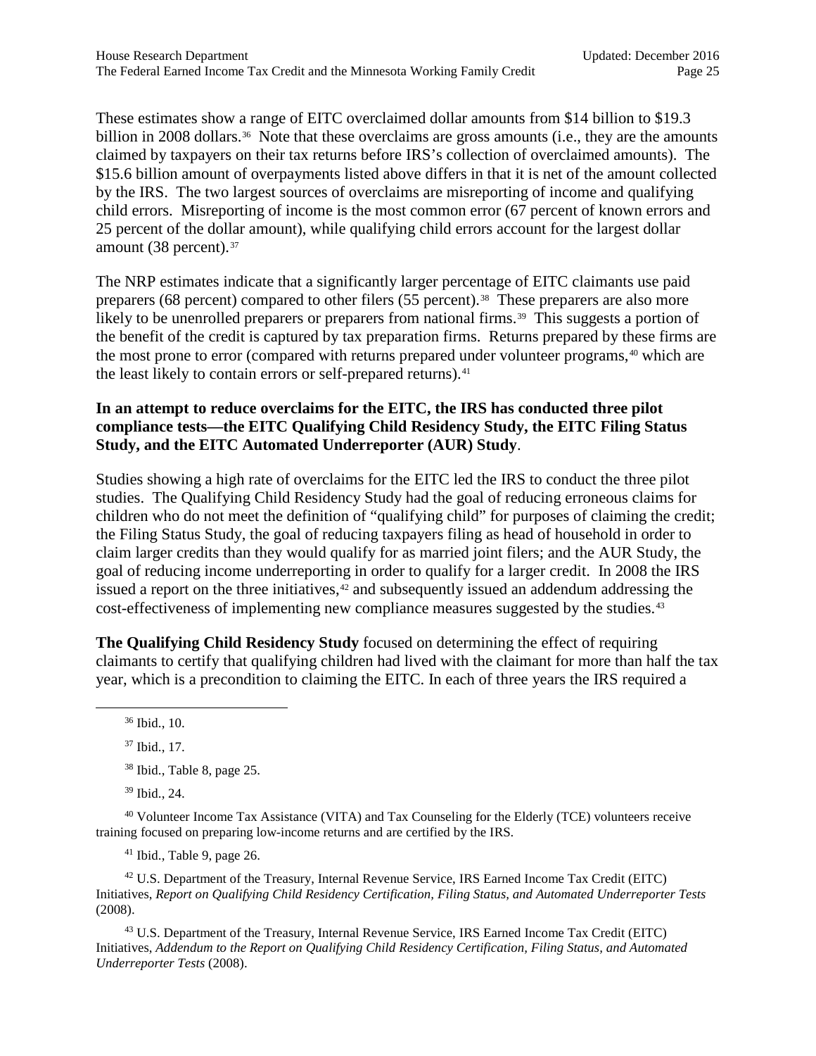These estimates show a range of EITC overclaimed dollar amounts from $14 billion to $19.3 billion in 2008 dollars.[36] Note that these overclaims are gross amounts (i.e., they are the amounts claimed by taxpayers on their tax returns before IRS's collection of overclaimed amounts). The $15.6 billion amount of overpayments listed above differs in that it is net of the amount collected by the IRS. The two largest sources of overclaims are misreporting of income and qualifying child errors. Misreporting of income is the most common error (67 percent of known errors and 25 percent of the dollar amount), while qualifying child errors account for the largest dollar amount (38 percent).[37]

The NRP estimates indicate that a significantly larger percentage of EITC claimants use paid preparers (68 percent) compared to other filers (55 percent).[38] These preparers are also more likely to be unenrolled preparers or preparers from national firms.[39] This suggests a portion of the benefit of the credit is captured by tax preparation firms. Returns prepared by these firms are the most prone to error (compared with returns prepared under volunteer programs,[40] which are the least likely to contain errors or self-prepared returns).[41]

**In an attempt to reduce overclaims for the EITC, the IRS has conducted three pilot compliance tests—the EITC Qualifying Child Residency Study, the EITC Filing Status Study, and the EITC Automated Underreporter (AUR) Study**.

Studies showing a high rate of overclaims for the EITC led the IRS to conduct the three pilot studies. The Qualifying Child Residency Study had the goal of reducing erroneous claims for children who do not meet the definition of "qualifying child" for purposes of claiming the credit; the Filing Status Study, the goal of reducing taxpayers filing as head of household in order to claim larger credits than they would qualify for as married joint filers; and the AUR Study, the goal of reducing income underreporting in order to qualify for a larger credit. In 2008 the IRS issued a report on the three initiatives,[42] and subsequently issued an addendum addressing the cost-effectiveness of implementing new compliance measures suggested by the studies.[43]

**The Qualifying Child Residency Study** focused on determining the effect of requiring claimants to certify that qualifying children had lived with the claimant for more than half the tax year, which is a precondition to claiming the EITC. In each of three years the IRS required a

---

[36] Ibid., 10.

[37] Ibid., 17.

[38] Ibid., Table 8, page 25.

[39] Ibid., 24.

[40] Volunteer Income Tax Assistance (VITA) and Tax Counseling for the Elderly (TCE) volunteers receive training focused on preparing low-income returns and are certified by the IRS.

[41] Ibid., Table 9, page 26.

[42] U.S. Department of the Treasury, Internal Revenue Service, IRS Earned Income Tax Credit (EITC) Initiatives, *Report on Qualifying Child Residency Certification, Filing Status, and Automated Underreporter Tests* (2008).

[43] U.S. Department of the Treasury, Internal Revenue Service, IRS Earned Income Tax Credit (EITC) Initiatives, *Addendum to the Report on Qualifying Child Residency Certification, Filing Status, and Automated Underreporter Tests* (2008).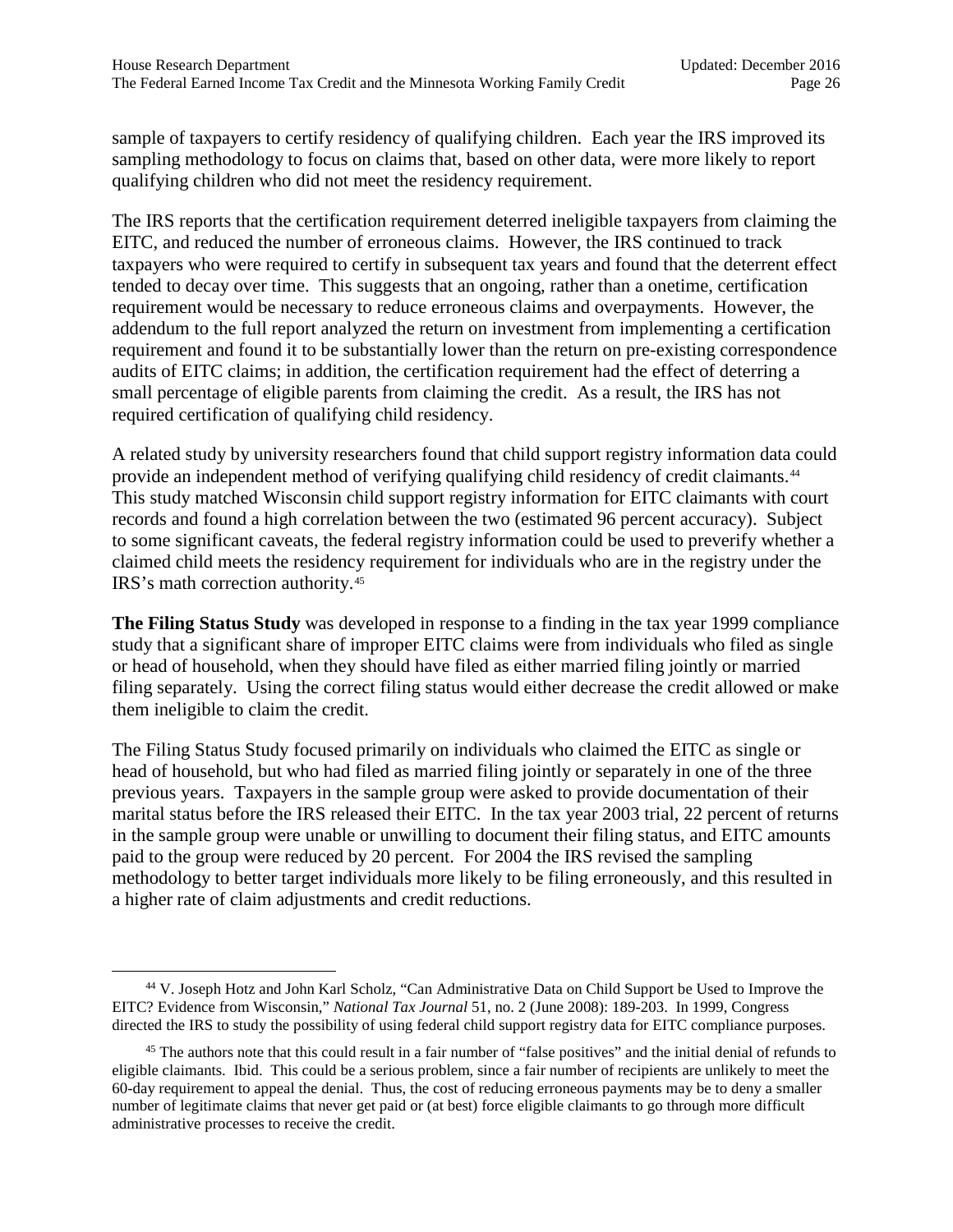sample of taxpayers to certify residency of qualifying children. Each year the IRS improved its sampling methodology to focus on claims that, based on other data, were more likely to report qualifying children who did not meet the residency requirement.

The IRS reports that the certification requirement deterred ineligible taxpayers from claiming the EITC, and reduced the number of erroneous claims. However, the IRS continued to track taxpayers who were required to certify in subsequent tax years and found that the deterrent effect tended to decay over time. This suggests that an ongoing, rather than a onetime, certification requirement would be necessary to reduce erroneous claims and overpayments. However, the addendum to the full report analyzed the return on investment from implementing a certification requirement and found it to be substantially lower than the return on pre-existing correspondence audits of EITC claims; in addition, the certification requirement had the effect of deterring a small percentage of eligible parents from claiming the credit. As a result, the IRS has not required certification of qualifying child residency.

A related study by university researchers found that child support registry information data could provide an independent method of verifying qualifying child residency of credit claimants.[44] This study matched Wisconsin child support registry information for EITC claimants with court records and found a high correlation between the two (estimated 96 percent accuracy). Subject to some significant caveats, the federal registry information could be used to preverify whether a claimed child meets the residency requirement for individuals who are in the registry under the IRS's math correction authority.[45]

**The Filing Status Study** was developed in response to a finding in the tax year 1999 compliance study that a significant share of improper EITC claims were from individuals who filed as single or head of household, when they should have filed as either married filing jointly or married filing separately. Using the correct filing status would either decrease the credit allowed or make them ineligible to claim the credit.

The Filing Status Study focused primarily on individuals who claimed the EITC as single or head of household, but who had filed as married filing jointly or separately in one of the three previous years. Taxpayers in the sample group were asked to provide documentation of their marital status before the IRS released their EITC. In the tax year 2003 trial, 22 percent of returns in the sample group were unable or unwilling to document their filing status, and EITC amounts paid to the group were reduced by 20 percent. For 2004 the IRS revised the sampling methodology to better target individuals more likely to be filing erroneously, and this resulted in a higher rate of claim adjustments and credit reductions.

---

[44] V. Joseph Hotz and John Karl Scholz, "Can Administrative Data on Child Support be Used to Improve the EITC? Evidence from Wisconsin," *National Tax Journal* 51, no. 2 (June 2008): 189-203. In 1999, Congress directed the IRS to study the possibility of using federal child support registry data for EITC compliance purposes.

[45] The authors note that this could result in a fair number of "false positives" and the initial denial of refunds to eligible claimants. Ibid. This could be a serious problem, since a fair number of recipients are unlikely to meet the 60-day requirement to appeal the denial. Thus, the cost of reducing erroneous payments may be to deny a smaller number of legitimate claims that never get paid or (at best) force eligible claimants to go through more difficult administrative processes to receive the credit.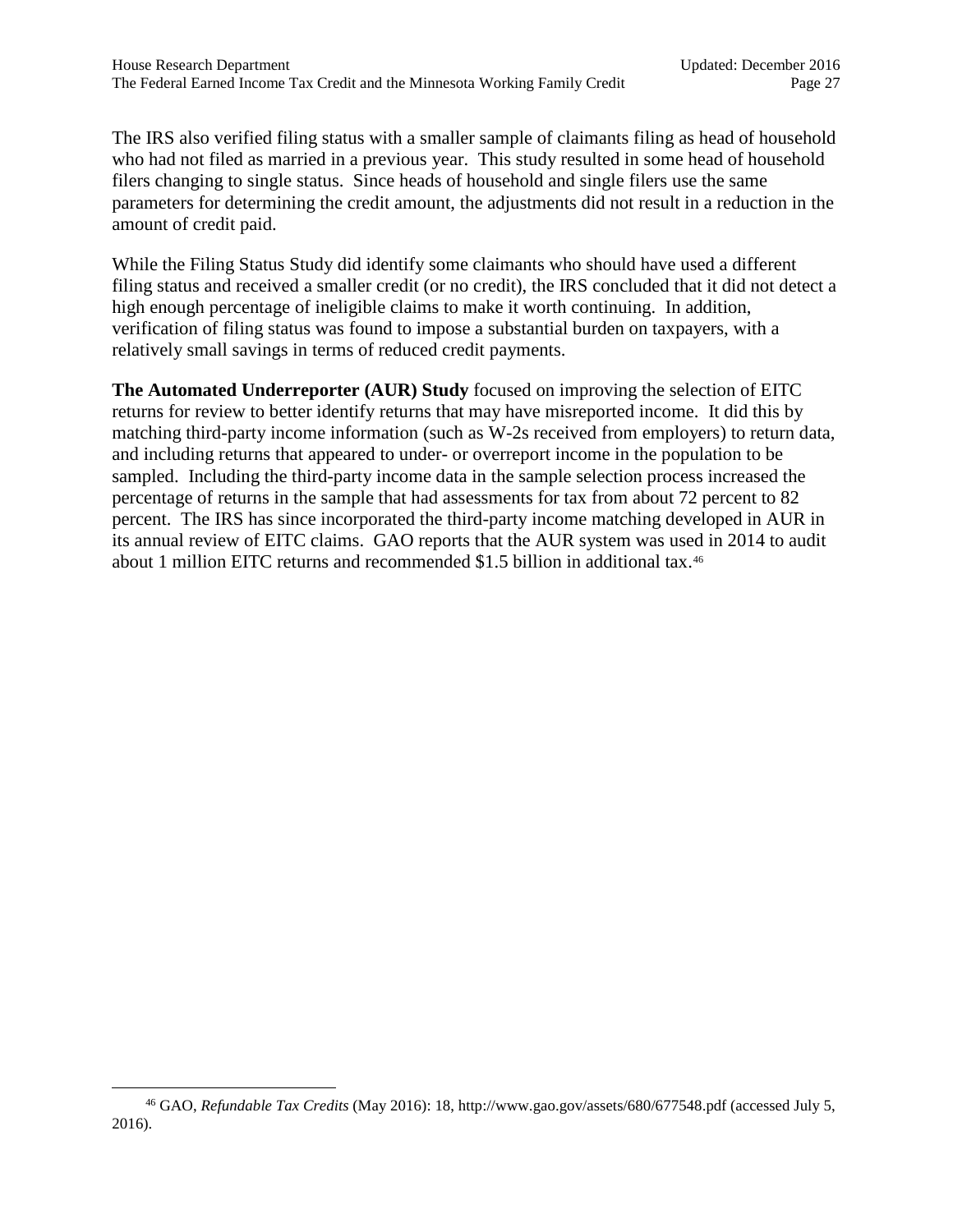The IRS also verified filing status with a smaller sample of claimants filing as head of household who had not filed as married in a previous year. This study resulted in some head of household filers changing to single status. Since heads of household and single filers use the same parameters for determining the credit amount, the adjustments did not result in a reduction in the amount of credit paid.

While the Filing Status Study did identify some claimants who should have used a different filing status and received a smaller credit (or no credit), the IRS concluded that it did not detect a high enough percentage of ineligible claims to make it worth continuing. In addition, verification of filing status was found to impose a substantial burden on taxpayers, with a relatively small savings in terms of reduced credit payments.

**The Automated Underreporter (AUR) Study** focused on improving the selection of EITC returns for review to better identify returns that may have misreported income. It did this by matching third-party income information (such as W-2s received from employers) to return data, and including returns that appeared to under- or overreport income in the population to be sampled. Including the third-party income data in the sample selection process increased the percentage of returns in the sample that had assessments for tax from about 72 percent to 82 percent. The IRS has since incorporated the third-party income matching developed in AUR in its annual review of EITC claims. GAO reports that the AUR system was used in 2014 to audit about 1 million EITC returns and recommended $1.5 billion in additional tax.[46]

---

[46] GAO, *Refundable Tax Credits* (May 2016): 18, http://www.gao.gov/assets/680/677548.pdf (accessed July 5, 2016).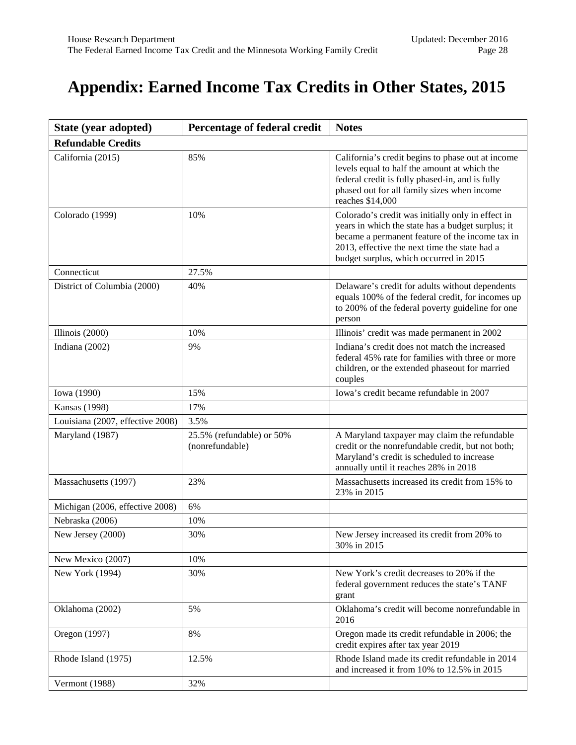# Appendix: Earned Income Tax Credits in Other States, 2015

| State (year adopted) | Percentage of federal credit | Notes |
|---|---|---|
| **Refundable Credits** | | |
| California (2015) | 85% | California's credit begins to phase out at income levels equal to half the amount at which the federal credit is fully phased-in, and is fully phased out for all family sizes when income reaches $14,000 |
| Colorado (1999) | 10% | Colorado's credit was initially only in effect in years in which the state has a budget surplus; it became a permanent feature of the income tax in 2013, effective the next time the state had a budget surplus, which occurred in 2015 |
| Connecticut | 27.5% | |
| District of Columbia (2000) | 40% | Delaware's credit for adults without dependents equals 100% of the federal credit, for incomes up to 200% of the federal poverty guideline for one person |
| Illinois (2000) | 10% | Illinois' credit was made permanent in 2002 |
| Indiana (2002) | 9% | Indiana's credit does not match the increased federal 45% rate for families with three or more children, or the extended phaseout for married couples |
| Iowa (1990) | 15% | Iowa's credit became refundable in 2007 |
| Kansas (1998) | 17% | |
| Louisiana (2007, effective 2008) | 3.5% | |
| Maryland (1987) | 25.5% (refundable) or 50% (nonrefundable) | A Maryland taxpayer may claim the refundable credit or the nonrefundable credit, but not both; Maryland's credit is scheduled to increase annually until it reaches 28% in 2018 |
| Massachusetts (1997) | 23% | Massachusetts increased its credit from 15% to 23% in 2015 |
| Michigan (2006, effective 2008) | 6% | |
| Nebraska (2006) | 10% | |
| New Jersey (2000) | 30% | New Jersey increased its credit from 20% to 30% in 2015 |
| New Mexico (2007) | 10% | |
| New York (1994) | 30% | New York's credit decreases to 20% if the federal government reduces the state's TANF grant |
| Oklahoma (2002) | 5% | Oklahoma's credit will become nonrefundable in 2016 |
| Oregon (1997) | 8% | Oregon made its credit refundable in 2006; the credit expires after tax year 2019 |
| Rhode Island (1975) | 12.5% | Rhode Island made its credit refundable in 2014 and increased it from 10% to 12.5% in 2015 |
| Vermont (1988) | 32% | |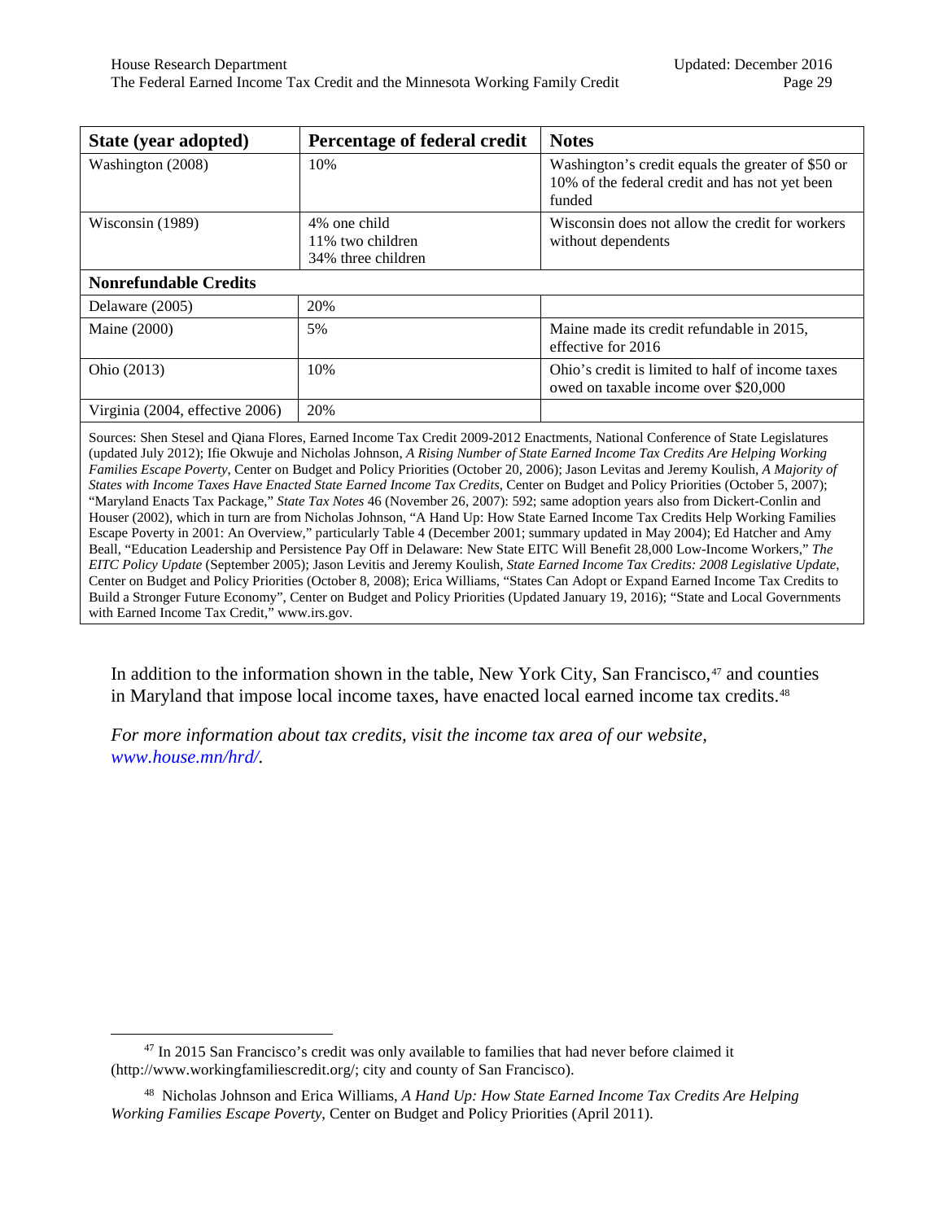| State (year adopted) | Percentage of federal credit | Notes |
|---|---|---|
| Washington (2008) | 10% | Washington's credit equals the greater of $50 or 10% of the federal credit and has not yet been funded |
| Wisconsin (1989) | 4% one child<br>11% two children<br>34% three children | Wisconsin does not allow the credit for workers without dependents |
| **Nonrefundable Credits** | | |
| Delaware (2005) | 20% | |
| Maine (2000) | 5% | Maine made its credit refundable in 2015, effective for 2016 |
| Ohio (2013) | 10% | Ohio's credit is limited to half of income taxes owed on taxable income over $20,000 |
| Virginia (2004, effective 2006) | 20% | |

Sources: Shen Stesel and Qiana Flores, Earned Income Tax Credit 2009-2012 Enactments, National Conference of State Legislatures (updated July 2012); Ifie Okwuje and Nicholas Johnson, *A Rising Number of State Earned Income Tax Credits Are Helping Working Families Escape Poverty*, Center on Budget and Policy Priorities (October 20, 2006); Jason Levitas and Jeremy Koulish, *A Majority of States with Income Taxes Have Enacted State Earned Income Tax Credits*, Center on Budget and Policy Priorities (October 5, 2007); "Maryland Enacts Tax Package," *State Tax Notes* 46 (November 26, 2007): 592; same adoption years also from Dickert-Conlin and Houser (2002), which in turn are from Nicholas Johnson, "A Hand Up: How State Earned Income Tax Credits Help Working Families Escape Poverty in 2001: An Overview," particularly Table 4 (December 2001; summary updated in May 2004); Ed Hatcher and Amy Beall, "Education Leadership and Persistence Pay Off in Delaware: New State EITC Will Benefit 28,000 Low-Income Workers," *The EITC Policy Update* (September 2005); Jason Levitis and Jeremy Koulish, *State Earned Income Tax Credits: 2008 Legislative Update*, Center on Budget and Policy Priorities (October 8, 2008); Erica Williams, "States Can Adopt or Expand Earned Income Tax Credits to Build a Stronger Future Economy", Center on Budget and Policy Priorities (Updated January 19, 2016); "State and Local Governments with Earned Income Tax Credit," www.irs.gov.

In addition to the information shown in the table, New York City, San Francisco,[47] and counties in Maryland that impose local income taxes, have enacted local earned income tax credits.[48]

*For more information about tax credits, visit the income tax area of our website, www.house.mn/hrd/.*

---

[47] In 2015 San Francisco's credit was only available to families that had never before claimed it (http://www.workingfamiliescredit.org/; city and county of San Francisco).

[48] Nicholas Johnson and Erica Williams, *A Hand Up: How State Earned Income Tax Credits Are Helping Working Families Escape Poverty*, Center on Budget and Policy Priorities (April 2011).